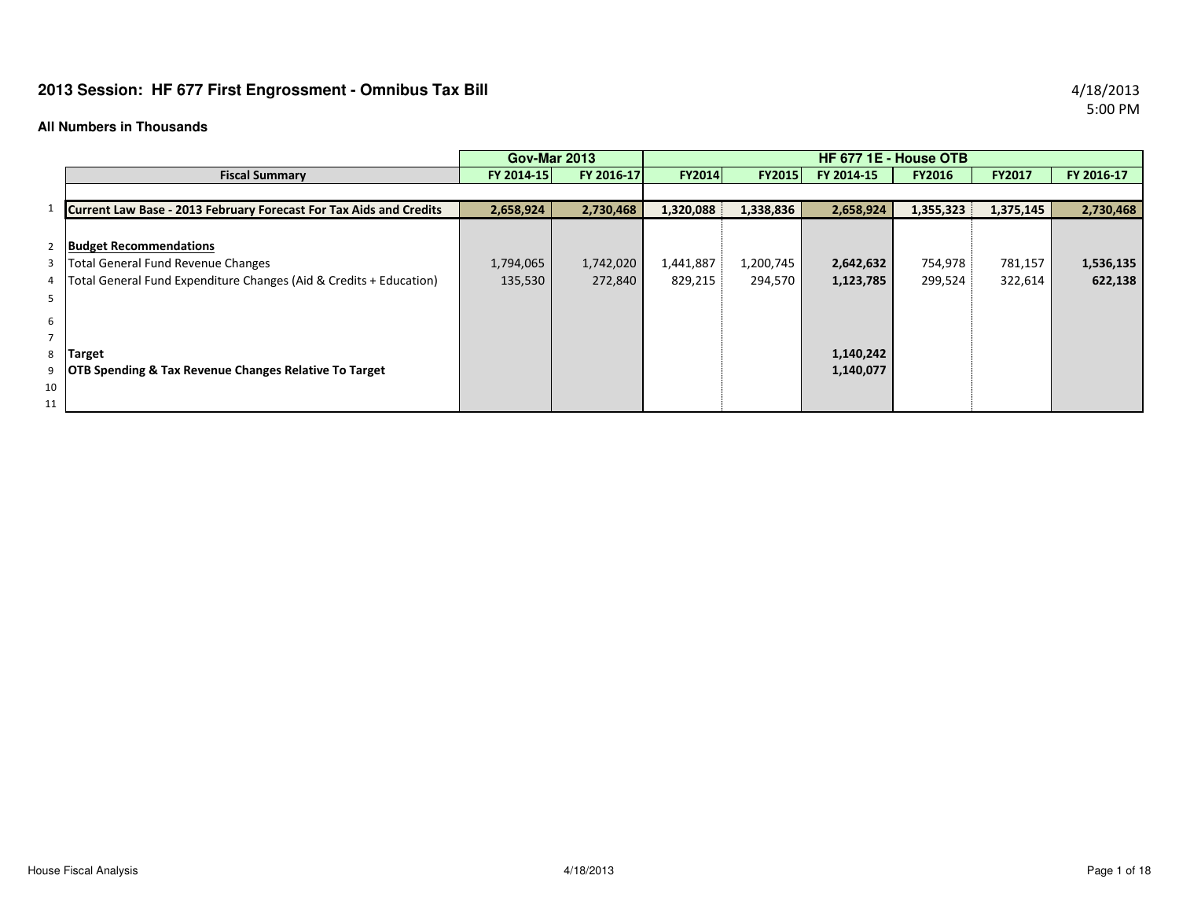## 2013 Session: HF 677 First Engrossment - Omnibus Tax Bill

4/18/2013
5:00 PM

**All Numbers in Thousands**

| | | Gov-Mar 2013 | | HF 677 1E - House OTB | | | | | |
|---|---|---|---|---|---|---|---|---|---|
| | **Fiscal Summary** | **FY 2014-15** | **FY 2016-17** | **FY2014** | **FY2015** | **FY 2014-15** | **FY2016** | **FY2017** | **FY 2016-17** |
| 1 | **Current Law Base - 2013 February Forecast For Tax Aids and Credits** | **2,658,924** | **2,730,468** | **1,320,088** | **1,338,836** | **2,658,924** | **1,355,323** | **1,375,145** | **2,730,468** |
| 2 | **Budget Recommendations** | | | | | | | | |
| 3 | Total General Fund Revenue Changes | 1,794,065 | 1,742,020 | 1,441,887 | 1,200,745 | **2,642,632** | 754,978 | 781,157 | **1,536,135** |
| 4 | Total General Fund Expenditure Changes (Aid & Credits + Education) | 135,530 | 272,840 | 829,215 | 294,570 | **1,123,785** | 299,524 | 322,614 | **622,138** |
| 5 | | | | | | | | | |
| 6 | | | | | | | | | |
| 7 | | | | | | | | | |
| 8 | **Target** | | | | | **1,140,242** | | | |
| 9 | **OTB Spending & Tax Revenue Changes Relative To Target** | | | | | **1,140,077** | | | |
| 10 | | | | | | | | | |
| 11 | | | | | | | | | |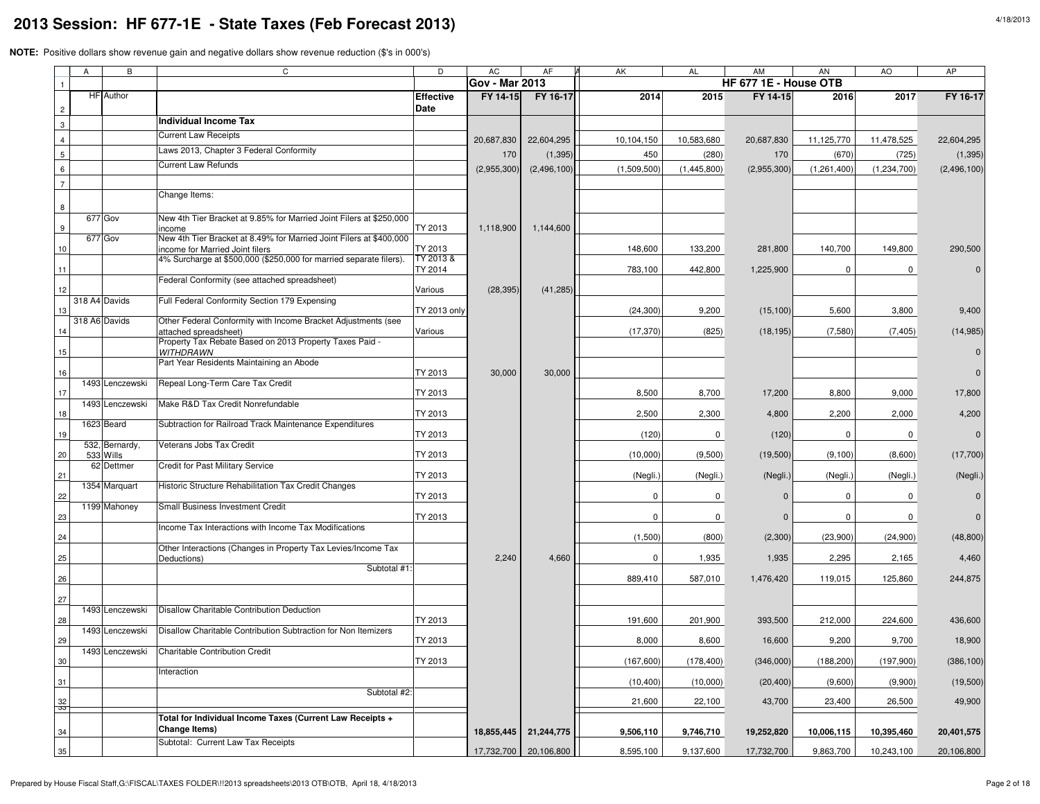# 2013 Session: HF 677-1E - State Taxes (Feb Forecast 2013)

**NOTE:** Positive dollars show revenue gain and negative dollars show revenue reduction ($'s in 000's)

| | A | B | C | D | AC | AF | AK | AL | AM | AN | AO | AP |
|---|---|---|---|---|---|---|---|---|---|---|---|---|
| 1 | | | | | Gov - Mar 2013 | | HF 677 1E - House OTB | | | | | |
| 2 | HF | Author | | Effective Date | FY 14-15 | FY 16-17 | 2014 | 2015 | FY 14-15 | 2016 | 2017 | FY 16-17 |
| 3 | | | **Individual Income Tax** | | | | | | | | | |
| 4 | | | Current Law Receipts | | 20,687,830 | 22,604,295 | 10,104,150 | 10,583,680 | 20,687,830 | 11,125,770 | 11,478,525 | 22,604,295 |
| 5 | | | Laws 2013, Chapter 3 Federal Conformity | | 170 | (1,395) | 450 | (280) | 170 | (670) | (725) | (1,395) |
| 6 | | | Current Law Refunds | | (2,955,300) | (2,496,100) | (1,509,500) | (1,445,800) | (2,955,300) | (1,261,400) | (1,234,700) | (2,496,100) |
| 7 | | | | | | | | | | | | |
| 8 | | | Change Items: | | | | | | | | | |
| 9 | 677 | Gov | New 4th Tier Bracket at 9.85% for Married Joint Filers at $250,000 income | TY 2013 | 1,118,900 | 1,144,600 | | | | | | |
| 10 | 677 | Gov | New 4th Tier Bracket at 8.49% for Married Joint Filers at $400,000 income for Married Joint filers | TY 2013 | | | 148,600 | 133,200 | 281,800 | 140,700 | 149,800 | 290,500 |
| 11 | | | 4% Surcharge at $500,000 ($250,000 for married separate filers). | TY 2013 & TY 2014 | | | 783,100 | 442,800 | 1,225,900 | 0 | 0 | 0 |
| 12 | | | Federal Conformity (see attached spreadsheet) | Various | (28,395) | (41,285) | | | | | | |
| 13 | 318 A4 | Davids | Full Federal Conformity Section 179 Expensing | TY 2013 only | | | (24,300) | 9,200 | (15,100) | 5,600 | 3,800 | 9,400 |
| 14 | 318 A6 | Davids | Other Federal Conformity with Income Bracket Adjustments (see attached spreadsheet) | Various | | | (17,370) | (825) | (18,195) | (7,580) | (7,405) | (14,985) |
| 15 | | | Property Tax Rebate Based on 2013 Property Taxes Paid - *WITHDRAWN* | | | | | | | | | 0 |
| 16 | | | Part Year Residents Maintaining an Abode | TY 2013 | 30,000 | 30,000 | | | | | | 0 |
| 17 | 1493 | Lenczewski | Repeal Long-Term Care Tax Credit | TY 2013 | | | 8,500 | 8,700 | 17,200 | 8,800 | 9,000 | 17,800 |
| 18 | 1493 | Lenczewski | Make R&D Tax Credit Nonrefundable | TY 2013 | | | 2,500 | 2,300 | 4,800 | 2,200 | 2,000 | 4,200 |
| 19 | 1623 | Beard | Subtraction for Railroad Track Maintenance Expenditures | TY 2013 | | | (120) | 0 | (120) | 0 | 0 | 0 |
| 20 | 532, 533 | Bernardy, Wills | Veterans Jobs Tax Credit | TY 2013 | | | (10,000) | (9,500) | (19,500) | (9,100) | (8,600) | (17,700) |
| 21 | 62 | Dettmer | Credit for Past Military Service | TY 2013 | | | (Negli.) | (Negli.) | (Negli.) | (Negli.) | (Negli.) | (Negli.) |
| 22 | 1354 | Marquart | Historic Structure Rehabilitation Tax Credit Changes | TY 2013 | | | 0 | 0 | 0 | 0 | 0 | 0 |
| 23 | 1199 | Mahoney | Small Business Investment Credit | TY 2013 | | | 0 | 0 | 0 | 0 | 0 | 0 |
| 24 | | | Income Tax Interactions with Income Tax Modifications | | | | (1,500) | (800) | (2,300) | (23,900) | (24,900) | (48,800) |
| 25 | | | Other Interactions (Changes in Property Tax Levies/Income Tax Deductions) | | 2,240 | 4,660 | 0 | 1,935 | 1,935 | 2,295 | 2,165 | 4,460 |
| 26 | | | Subtotal #1: | | | | 889,410 | 587,010 | 1,476,420 | 119,015 | 125,860 | 244,875 |
| 27 | | | | | | | | | | | | |
| 28 | 1493 | Lenczewski | Disallow Charitable Contribution Deduction | TY 2013 | | | 191,600 | 201,900 | 393,500 | 212,000 | 224,600 | 436,600 |
| 29 | 1493 | Lenczewski | Disallow Charitable Contribution Subtraction for Non Itemizers | TY 2013 | | | 8,000 | 8,600 | 16,600 | 9,200 | 9,700 | 18,900 |
| 30 | 1493 | Lenczewski | Charitable Contribution Credit | TY 2013 | | | (167,600) | (178,400) | (346,000) | (188,200) | (197,900) | (386,100) |
| 31 | | | Interaction | | | | (10,400) | (10,000) | (20,400) | (9,600) | (9,900) | (19,500) |
| 32 | | | Subtotal #2: | | | | 21,600 | 22,100 | 43,700 | 23,400 | 26,500 | 49,900 |
| 34 | | | **Total for Individual Income Taxes (Current Law Receipts + Change Items)** | | **18,855,445** | **21,244,775** | **9,506,110** | **9,746,710** | **19,252,820** | **10,006,115** | **10,395,460** | **20,401,575** |
| 35 | | | Subtotal: Current Law Tax Receipts | | 17,732,700 | 20,106,800 | 8,595,100 | 9,137,600 | 17,732,700 | 9,863,700 | 10,243,100 | 20,106,800 |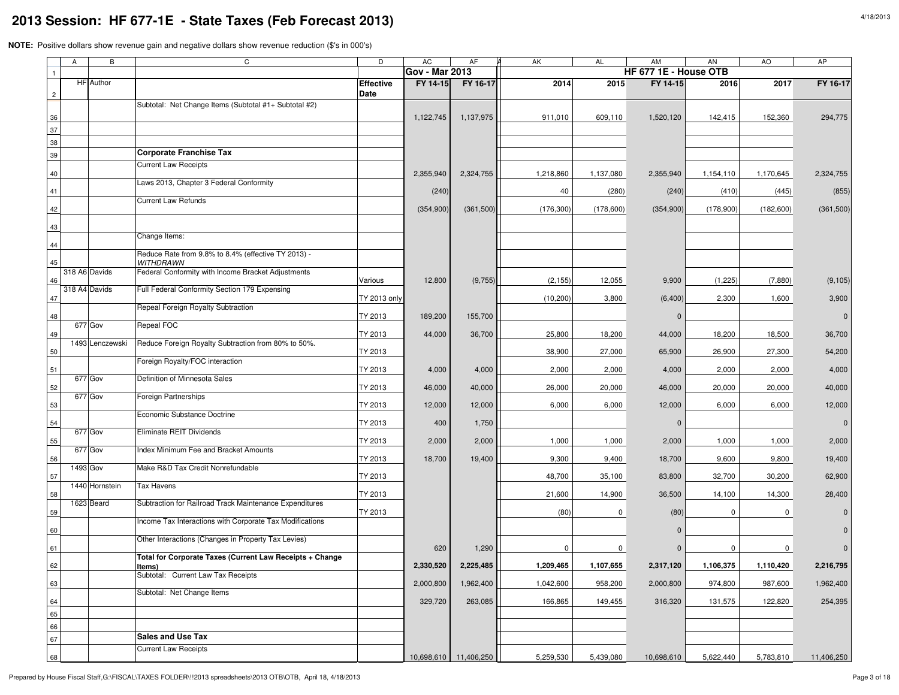# 2013 Session: HF 677-1E - State Taxes (Feb Forecast 2013)

**NOTE:** Positive dollars show revenue gain and negative dollars show revenue reduction ($'s in 000's)

| | A | B | C | D | AC | AF | AK | AL | AM | AN | AO | AP |
|---|---|---|---|---|---|---|---|---|---|---|---|---|
| 1 | | | | | Gov - Mar 2013 | | HF 677 1E - House OTB | | | | | |
| 2 | HF | Author | | Effective Date | FY 14-15 | FY 16-17 | 2014 | 2015 | FY 14-15 | 2016 | 2017 | FY 16-17 |
| 36 | | | Subtotal: Net Change Items (Subtotal #1+ Subtotal #2) | | 1,122,745 | 1,137,975 | 911,010 | 609,110 | 1,520,120 | 142,415 | 152,360 | 294,775 |
| 37 | | | | | | | | | | | | |
| 38 | | | | | | | | | | | | |
| 39 | | | **Corporate Franchise Tax** | | | | | | | | | |
| 40 | | | Current Law Receipts | | 2,355,940 | 2,324,755 | 1,218,860 | 1,137,080 | 2,355,940 | 1,154,110 | 1,170,645 | 2,324,755 |
| 41 | | | Laws 2013, Chapter 3 Federal Conformity | | (240) | | 40 | (280) | (240) | (410) | (445) | (855) |
| 42 | | | Current Law Refunds | | (354,900) | (361,500) | (176,300) | (178,600) | (354,900) | (178,900) | (182,600) | (361,500) |
| 43 | | | | | | | | | | | | |
| 44 | | | Change Items: | | | | | | | | | |
| 45 | | | Reduce Rate from 9.8% to 8.4% (effective TY 2013) - *WITHDRAWN* | | | | | | | | | |
| 46 | 318 A6 | Davids | Federal Conformity with Income Bracket Adjustments | Various | 12,800 | (9,755) | (2,155) | 12,055 | 9,900 | (1,225) | (7,880) | (9,105) |
| 47 | 318 A4 | Davids | Full Federal Conformity Section 179 Expensing | TY 2013 only | | | (10,200) | 3,800 | (6,400) | 2,300 | 1,600 | 3,900 |
| 48 | | | Repeal Foreign Royalty Subtraction | TY 2013 | 189,200 | 155,700 | | | 0 | | | 0 |
| 49 | 677 | Gov | Repeal FOC | TY 2013 | 44,000 | 36,700 | 25,800 | 18,200 | 44,000 | 18,200 | 18,500 | 36,700 |
| 50 | 1493 | Lenczewski | Reduce Foreign Royalty Subtraction from 80% to 50%. | TY 2013 | | | 38,900 | 27,000 | 65,900 | 26,900 | 27,300 | 54,200 |
| 51 | | | Foreign Royalty/FOC interaction | TY 2013 | 4,000 | 4,000 | 2,000 | 2,000 | 4,000 | 2,000 | 2,000 | 4,000 |
| 52 | 677 | Gov | Definition of Minnesota Sales | TY 2013 | 46,000 | 40,000 | 26,000 | 20,000 | 46,000 | 20,000 | 20,000 | 40,000 |
| 53 | 677 | Gov | Foreign Partnerships | TY 2013 | 12,000 | 12,000 | 6,000 | 6,000 | 12,000 | 6,000 | 6,000 | 12,000 |
| 54 | | | Economic Substance Doctrine | TY 2013 | 400 | 1,750 | | | 0 | | | 0 |
| 55 | 677 | Gov | Eliminate REIT Dividends | TY 2013 | 2,000 | 2,000 | 1,000 | 1,000 | 2,000 | 1,000 | 1,000 | 2,000 |
| 56 | 677 | Gov | Index Minimum Fee and Bracket Amounts | TY 2013 | 18,700 | 19,400 | 9,300 | 9,400 | 18,700 | 9,600 | 9,800 | 19,400 |
| 57 | 1493 | Gov | Make R&D Tax Credit Nonrefundable | TY 2013 | | | 48,700 | 35,100 | 83,800 | 32,700 | 30,200 | 62,900 |
| 58 | 1440 | Hornstein | Tax Havens | TY 2013 | | | 21,600 | 14,900 | 36,500 | 14,100 | 14,300 | 28,400 |
| 59 | 1623 | Beard | Subtraction for Railroad Track Maintenance Expenditures | TY 2013 | | | (80) | 0 | (80) | 0 | 0 | 0 |
| 60 | | | Income Tax Interactions with Corporate Tax Modifications | | | | | | 0 | | | 0 |
| 61 | | | Other Interactions (Changes in Property Tax Levies) | | 620 | 1,290 | 0 | 0 | 0 | 0 | 0 | 0 |
| 62 | | | **Total for Corporate Taxes (Current Law Receipts + Change Items)** | | **2,330,520** | **2,225,485** | **1,209,465** | **1,107,655** | **2,317,120** | **1,106,375** | **1,110,420** | **2,216,795** |
| 63 | | | Subtotal: Current Law Tax Receipts | | 2,000,800 | 1,962,400 | 1,042,600 | 958,200 | 2,000,800 | 974,800 | 987,600 | 1,962,400 |
| 64 | | | Subtotal: Net Change Items | | 329,720 | 263,085 | 166,865 | 149,455 | 316,320 | 131,575 | 122,820 | 254,395 |
| 65 | | | | | | | | | | | | |
| 66 | | | | | | | | | | | | |
| 67 | | | **Sales and Use Tax** | | | | | | | | | |
| 68 | | | Current Law Receipts | | 10,698,610 | 11,406,250 | 5,259,530 | 5,439,080 | 10,698,610 | 5,622,440 | 5,783,810 | 11,406,250 |

Prepared by House Fiscal Staff,G:\FISCAL\TAXES FOLDER\!!2013 spreadsheets\2013 OTB\OTB, April 18, 4/18/2013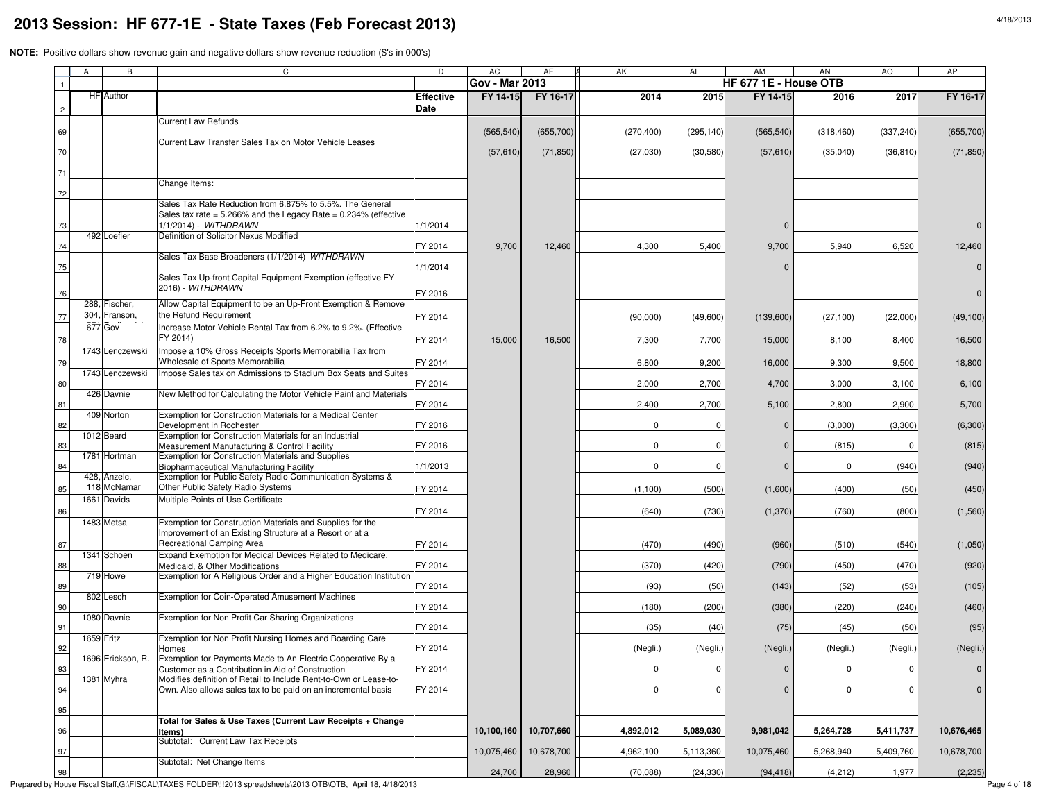# 2013 Session: HF 677-1E - State Taxes (Feb Forecast 2013)

**NOTE:** Positive dollars show revenue gain and negative dollars show revenue reduction ($'s in 000's)

| | A | B | C | D | AC | AF | AK | AL | AM | AN | AO | AP |
|---|---|---|---|---|---|---|---|---|---|---|---|---|
| 1 | | | | | Gov - Mar 2013 | | HF 677 1E - House OTB | | | | | |
| 2 | HF | Author | | Effective Date | FY 14-15 | FY 16-17 | 2014 | 2015 | FY 14-15 | 2016 | 2017 | FY 16-17 |
| 69 | | | Current Law Refunds | | (565,540) | (655,700) | (270,400) | (295,140) | (565,540) | (318,460) | (337,240) | (655,700) |
| 70 | | | Current Law Transfer Sales Tax on Motor Vehicle Leases | | (57,610) | (71,850) | (27,030) | (30,580) | (57,610) | (35,040) | (36,810) | (71,850) |
| 71 | | | | | | | | | | | | |
| 72 | | | Change Items: | | | | | | | | | |
| 73 | | | Sales Tax Rate Reduction from 6.875% to 5.5%. The General Sales tax rate = 5.266% and the Legacy Rate = 0.234% (effective 1/1/2014) - *WITHDRAWN* | 1/1/2014 | | | | | 0 | | | 0 |
| 74 | 492 | Loefler | Definition of Solicitor Nexus Modified | FY 2014 | 9,700 | 12,460 | 4,300 | 5,400 | 9,700 | 5,940 | 6,520 | 12,460 |
| 75 | | | Sales Tax Base Broadeners (1/1/2014) *WITHDRAWN* | 1/1/2014 | | | | | 0 | | | 0 |
| 76 | | | Sales Tax Up-front Capital Equipment Exemption (effective FY 2016) - *WITHDRAWN* | FY 2016 | | | | | | | | 0 |
| 77 | 288, 304, | Fischer, Franson, | Allow Capital Equipment to be an Up-Front Exemption & Remove the Refund Requirement | FY 2014 | | | (90,000) | (49,600) | (139,600) | (27,100) | (22,000) | (49,100) |
| 78 | 677 | Gov | Increase Motor Vehicle Rental Tax from 6.2% to 9.2%. (Effective FY 2014) | FY 2014 | 15,000 | 16,500 | 7,300 | 7,700 | 15,000 | 8,100 | 8,400 | 16,500 |
| 79 | 1743 | Lenczewski | Impose a 10% Gross Receipts Sports Memorabilia Tax from Wholesale of Sports Memorabilia | FY 2014 | | | 6,800 | 9,200 | 16,000 | 9,300 | 9,500 | 18,800 |
| 80 | 1743 | Lenczewski | Impose Sales tax on Admissions to Stadium Box Seats and Suites | FY 2014 | | | 2,000 | 2,700 | 4,700 | 3,000 | 3,100 | 6,100 |
| 81 | 426 | Davnie | New Method for Calculating the Motor Vehicle Paint and Materials | FY 2014 | | | 2,400 | 2,700 | 5,100 | 2,800 | 2,900 | 5,700 |
| 82 | 409 | Norton | Exemption for Construction Materials for a Medical Center Development in Rochester | FY 2016 | | | 0 | 0 | 0 | (3,000) | (3,300) | (6,300) |
| 83 | 1012 | Beard | Exemption for Construction Materials for an Industrial Measurement Manufacturing & Control Facility | FY 2016 | | | 0 | 0 | 0 | (815) | 0 | (815) |
| 84 | 1781 | Hortman | Exemption for Construction Materials and Supplies Biopharmaceutical Manufacturing Facility | 1/1/2013 | | | 0 | 0 | 0 | 0 | (940) | (940) |
| 85 | 428, 118 | Anzelc, McNamar | Exemption for Public Safety Radio Communication Systems & Other Public Safety Radio Systems | FY 2014 | | | (1,100) | (500) | (1,600) | (400) | (50) | (450) |
| 86 | 1661 | Davids | Multiple Points of Use Certificate | FY 2014 | | | (640) | (730) | (1,370) | (760) | (800) | (1,560) |
| 87 | 1483 | Metsa | Exemption for Construction Materials and Supplies for the Improvement of an Existing Structure at a Resort or at a Recreational Camping Area | FY 2014 | | | (470) | (490) | (960) | (510) | (540) | (1,050) |
| 88 | 1341 | Schoen | Expand Exemption for Medical Devices Related to Medicare, Medicaid, & Other Modifications | FY 2014 | | | (370) | (420) | (790) | (450) | (470) | (920) |
| 89 | 719 | Howe | Exemption for A Religious Order and a Higher Education Institution | FY 2014 | | | (93) | (50) | (143) | (52) | (53) | (105) |
| 90 | 802 | Lesch | Exemption for Coin-Operated Amusement Machines | FY 2014 | | | (180) | (200) | (380) | (220) | (240) | (460) |
| 91 | 1080 | Davnie | Exemption for Non Profit Car Sharing Organizations | FY 2014 | | | (35) | (40) | (75) | (45) | (50) | (95) |
| 92 | 1659 | Fritz | Exemption for Non Profit Nursing Homes and Boarding Care Homes | FY 2014 | | | (Negli.) | (Negli.) | (Negli.) | (Negli.) | (Negli.) | (Negli.) |
| 93 | 1696 | Erickson, R. | Exemption for Payments Made to An Electric Cooperative By a Customer as a Contribution in Aid of Construction | FY 2014 | | | 0 | 0 | 0 | 0 | 0 | 0 |
| 94 | 1381 | Myhra | Modifies definition of Retail to Include Rent-to-Own or Lease-to-Own. Also allows sales tax to be paid on an incremental basis | FY 2014 | | | 0 | 0 | 0 | 0 | 0 | 0 |
| 95 | | | | | | | | | | | | |
| 96 | | | **Total for Sales & Use Taxes (Current Law Receipts + Change Items)** | | **10,100,160** | **10,707,660** | **4,892,012** | **5,089,030** | **9,981,042** | **5,264,728** | **5,411,737** | **10,676,465** |
| 97 | | | Subtotal: Current Law Tax Receipts | | 10,075,460 | 10,678,700 | 4,962,100 | 5,113,360 | 10,075,460 | 5,268,940 | 5,409,760 | 10,678,700 |
| 98 | | | Subtotal: Net Change Items | | 24,700 | 28,960 | (70,088) | (24,330) | (94,418) | (4,212) | 1,977 | (2,235) |

Prepared by House Fiscal Staff,G:\FISCAL\TAXES FOLDER\!!2013 spreadsheets\2013 OTB\OTB, April 18, 4/18/2013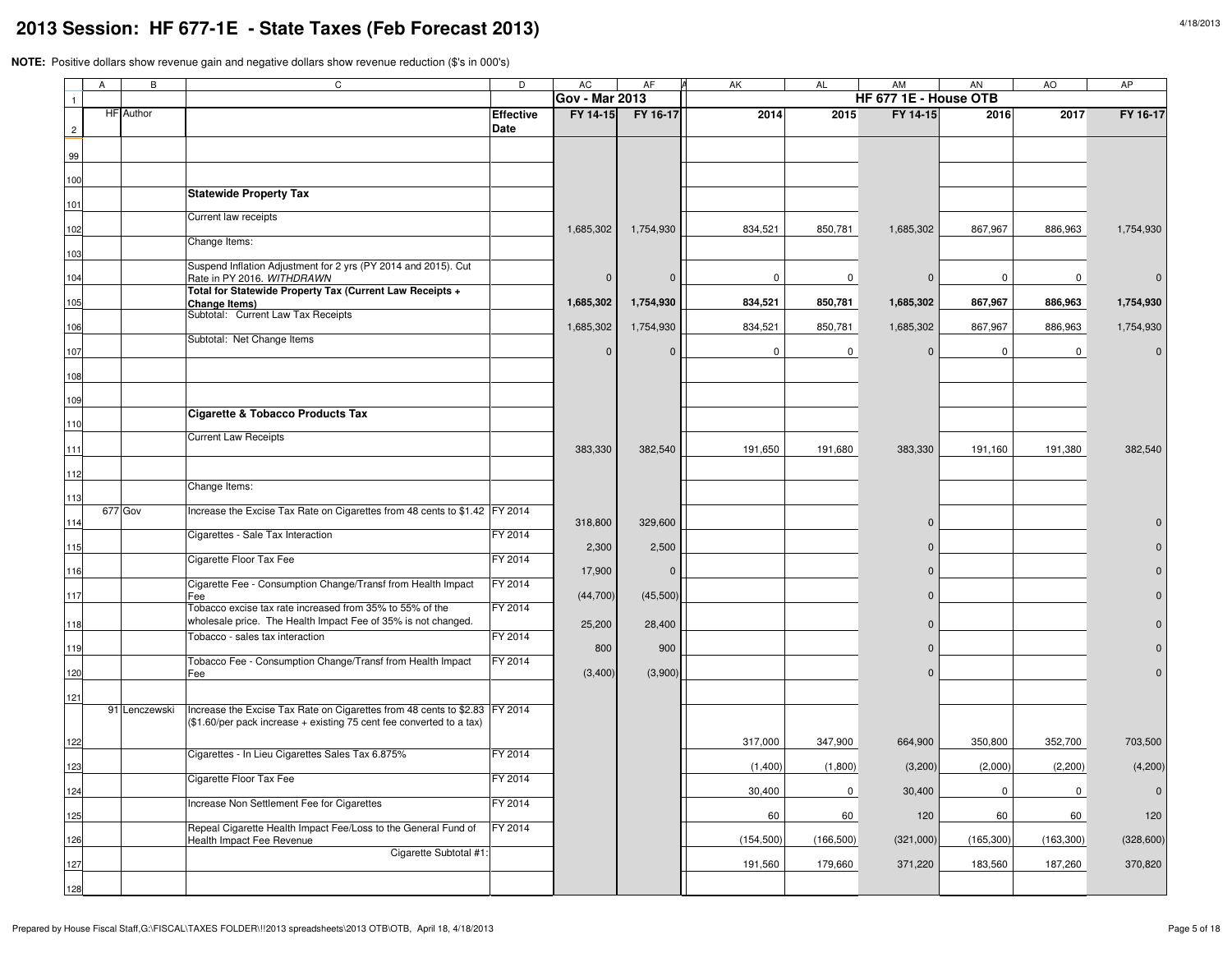# 2013 Session: HF 677-1E - State Taxes (Feb Forecast 2013)

**NOTE:** Positive dollars show revenue gain and negative dollars show revenue reduction ($'s in 000's)

| | A | B | C | D | AC | AF | AK | AL | AM | AN | AO | AP |
|---|---|---|---|---|---|---|---|---|---|---|---|---|
| 1 | | | | | **Gov - Mar 2013** | | | | **HF 677 1E - House OTB** | | | |
| 2 | HF | Author | | **Effective Date** | **FY 14-15** | **FY 16-17** | **2014** | **2015** | **FY 14-15** | **2016** | **2017** | **FY 16-17** |
| 99 | | | | | | | | | | | | |
| 100 | | | | | | | | | | | | |
| 101 | | | **Statewide Property Tax** | | | | | | | | | |
| 102 | | | Current law receipts | | 1,685,302 | 1,754,930 | 834,521 | 850,781 | 1,685,302 | 867,967 | 886,963 | 1,754,930 |
| 103 | | | Change Items: | | | | | | | | | |
| 104 | | | Suspend Inflation Adjustment for 2 yrs (PY 2014 and 2015). Cut Rate in PY 2016. *WITHDRAWN* | | 0 | 0 | 0 | 0 | 0 | 0 | 0 | 0 |
| 105 | | | **Total for Statewide Property Tax (Current Law Receipts + Change Items)** | | **1,685,302** | **1,754,930** | **834,521** | **850,781** | **1,685,302** | **867,967** | **886,963** | **1,754,930** |
| 106 | | | Subtotal: Current Law Tax Receipts | | 1,685,302 | 1,754,930 | 834,521 | 850,781 | 1,685,302 | 867,967 | 886,963 | 1,754,930 |
| 107 | | | Subtotal: Net Change Items | | 0 | 0 | 0 | 0 | 0 | 0 | 0 | 0 |
| 108 | | | | | | | | | | | | |
| 109 | | | | | | | | | | | | |
| 110 | | | **Cigarette & Tobacco Products Tax** | | | | | | | | | |
| 111 | | | Current Law Receipts | | 383,330 | 382,540 | 191,650 | 191,680 | 383,330 | 191,160 | 191,380 | 382,540 |
| 112 | | | | | | | | | | | | |
| 113 | | | Change Items: | | | | | | | | | |
| 114 | 677 | Gov | Increase the Excise Tax Rate on Cigarettes from 48 cents to $1.42 | FY 2014 | 318,800 | 329,600 | | | 0 | | | 0 |
| 115 | | | Cigarettes - Sale Tax Interaction | FY 2014 | 2,300 | 2,500 | | | 0 | | | 0 |
| 116 | | | Cigarette Floor Tax Fee | FY 2014 | 17,900 | 0 | | | 0 | | | 0 |
| 117 | | | Cigarette Fee - Consumption Change/Transf from Health Impact Fee | FY 2014 | (44,700) | (45,500) | | | 0 | | | 0 |
| 118 | | | Tobacco excise tax rate increased from 35% to 55% of the wholesale price. The Health Impact Fee of 35% is not changed. | FY 2014 | 25,200 | 28,400 | | | 0 | | | 0 |
| 119 | | | Tobacco - sales tax interaction | FY 2014 | 800 | 900 | | | 0 | | | 0 |
| 120 | | | Tobacco Fee - Consumption Change/Transf from Health Impact Fee | FY 2014 | (3,400) | (3,900) | | | 0 | | | 0 |
| 121 | | | | | | | | | | | | |
| 122 | 91 | Lenczewski | Increase the Excise Tax Rate on Cigarettes from 48 cents to $2.83 ($1.60/per pack increase + existing 75 cent fee converted to a tax) | FY 2014 | | | 317,000 | 347,900 | 664,900 | 350,800 | 352,700 | 703,500 |
| 123 | | | Cigarettes - In Lieu Cigarettes Sales Tax 6.875% | FY 2014 | | | (1,400) | (1,800) | (3,200) | (2,000) | (2,200) | (4,200) |
| 124 | | | Cigarette Floor Tax Fee | FY 2014 | | | 30,400 | 0 | 30,400 | 0 | 0 | 0 |
| 125 | | | Increase Non Settlement Fee for Cigarettes | FY 2014 | | | 60 | 60 | 120 | 60 | 60 | 120 |
| 126 | | | Repeal Cigarette Health Impact Fee/Loss to the General Fund of Health Impact Fee Revenue | FY 2014 | | | (154,500) | (166,500) | (321,000) | (165,300) | (163,300) | (328,600) |
| 127 | | | Cigarette Subtotal #1: | | | | 191,560 | 179,660 | 371,220 | 183,560 | 187,260 | 370,820 |
| 128 | | | | | | | | | | | | |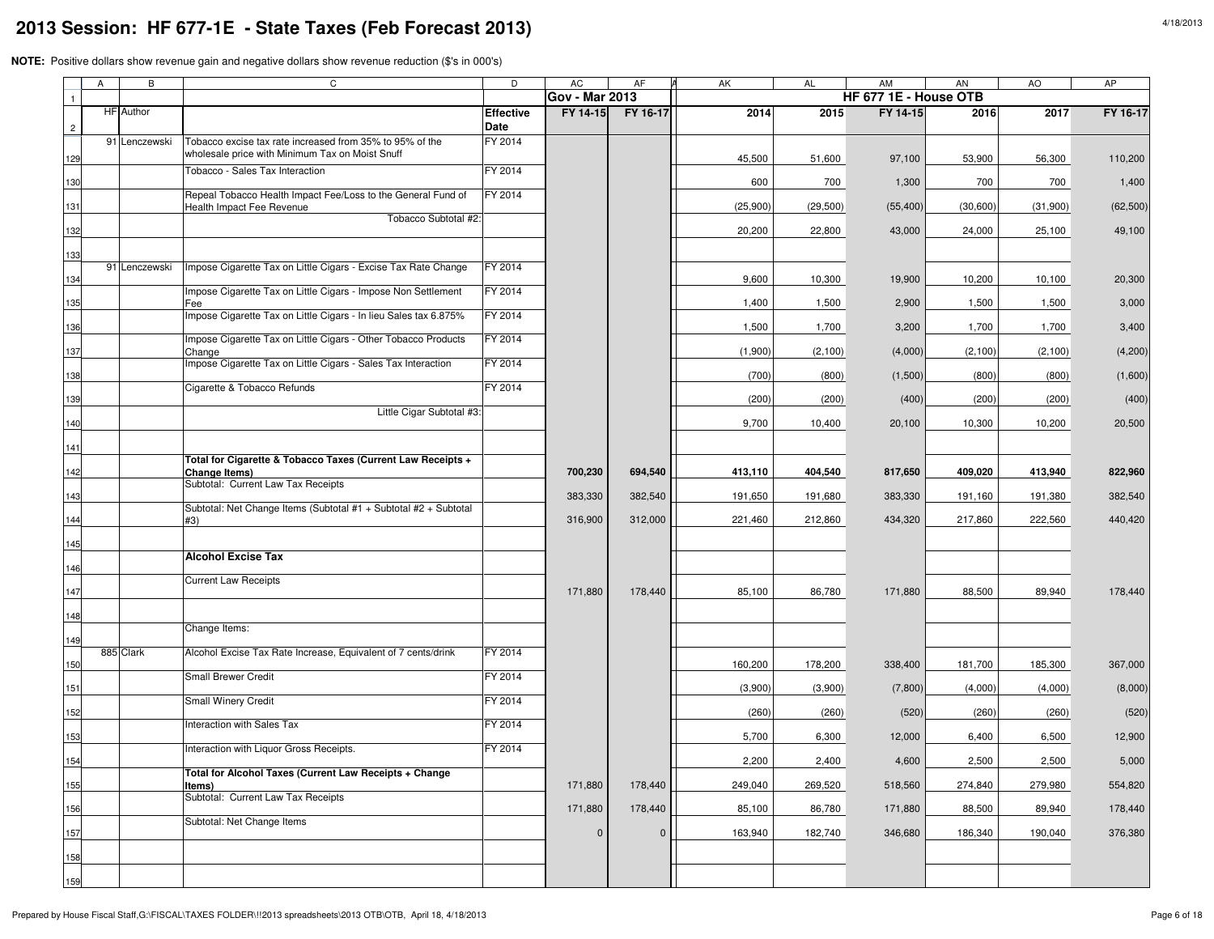# 2013 Session: HF 677-1E - State Taxes (Feb Forecast 2013)

**NOTE:** Positive dollars show revenue gain and negative dollars show revenue reduction ($'s in 000's)

| | A | B | C | D | AC | AF | AK | AL | AM | AN | AO | AP |
|---|---|---|---|---|---|---|---|---|---|---|---|---|
| 1 | | | | | Gov - Mar 2013 | | HF 677 1E - House OTB | | | | | |
| 2 | HF | Author | | Effective Date | FY 14-15 | FY 16-17 | 2014 | 2015 | FY 14-15 | 2016 | 2017 | FY 16-17 |
| 129 | 91 | Lenczewski | Tobacco excise tax rate increased from 35% to 95% of the wholesale price with Minimum Tax on Moist Snuff | FY 2014 | | | 45,500 | 51,600 | 97,100 | 53,900 | 56,300 | 110,200 |
| 130 | | | Tobacco - Sales Tax Interaction | FY 2014 | | | 600 | 700 | 1,300 | 700 | 700 | 1,400 |
| 131 | | | Repeal Tobacco Health Impact Fee/Loss to the General Fund of Health Impact Fee Revenue | FY 2014 | | | (25,900) | (29,500) | (55,400) | (30,600) | (31,900) | (62,500) |
| 132 | | | Tobacco Subtotal #2: | | | | 20,200 | 22,800 | 43,000 | 24,000 | 25,100 | 49,100 |
| 133 | | | | | | | | | | | | |
| 134 | 91 | Lenczewski | Impose Cigarette Tax on Little Cigars - Excise Tax Rate Change | FY 2014 | | | 9,600 | 10,300 | 19,900 | 10,200 | 10,100 | 20,300 |
| 135 | | | Impose Cigarette Tax on Little Cigars - Impose Non Settlement Fee | FY 2014 | | | 1,400 | 1,500 | 2,900 | 1,500 | 1,500 | 3,000 |
| 136 | | | Impose Cigarette Tax on Little Cigars - In lieu Sales tax 6.875% | FY 2014 | | | 1,500 | 1,700 | 3,200 | 1,700 | 1,700 | 3,400 |
| 137 | | | Impose Cigarette Tax on Little Cigars - Other Tobacco Products Change | FY 2014 | | | (1,900) | (2,100) | (4,000) | (2,100) | (2,100) | (4,200) |
| 138 | | | Impose Cigarette Tax on Little Cigars - Sales Tax Interaction | FY 2014 | | | (700) | (800) | (1,500) | (800) | (800) | (1,600) |
| 139 | | | Cigarette & Tobacco Refunds | FY 2014 | | | (200) | (200) | (400) | (200) | (200) | (400) |
| 140 | | | Little Cigar Subtotal #3: | | | | 9,700 | 10,400 | 20,100 | 10,300 | 10,200 | 20,500 |
| 141 | | | | | | | | | | | | |
| 142 | | | **Total for Cigarette & Tobacco Taxes (Current Law Receipts + Change Items)** | | **700,230** | **694,540** | **413,110** | **404,540** | **817,650** | **409,020** | **413,940** | **822,960** |
| 143 | | | Subtotal: Current Law Tax Receipts | | 383,330 | 382,540 | 191,650 | 191,680 | 383,330 | 191,160 | 191,380 | 382,540 |
| 144 | | | Subtotal: Net Change Items (Subtotal #1 + Subtotal #2 + Subtotal #3) | | 316,900 | 312,000 | 221,460 | 212,860 | 434,320 | 217,860 | 222,560 | 440,420 |
| 145 | | | | | | | | | | | | |
| 146 | | | **Alcohol Excise Tax** | | | | | | | | | |
| 147 | | | Current Law Receipts | | 171,880 | 178,440 | 85,100 | 86,780 | 171,880 | 88,500 | 89,940 | 178,440 |
| 148 | | | | | | | | | | | | |
| 149 | | | Change Items: | | | | | | | | | |
| 150 | 885 | Clark | Alcohol Excise Tax Rate Increase, Equivalent of 7 cents/drink | FY 2014 | | | 160,200 | 178,200 | 338,400 | 181,700 | 185,300 | 367,000 |
| 151 | | | Small Brewer Credit | FY 2014 | | | (3,900) | (3,900) | (7,800) | (4,000) | (4,000) | (8,000) |
| 152 | | | Small Winery Credit | FY 2014 | | | (260) | (260) | (520) | (260) | (260) | (520) |
| 153 | | | Interaction with Sales Tax | FY 2014 | | | 5,700 | 6,300 | 12,000 | 6,400 | 6,500 | 12,900 |
| 154 | | | Interaction with Liquor Gross Receipts. | FY 2014 | | | 2,200 | 2,400 | 4,600 | 2,500 | 2,500 | 5,000 |
| 155 | | | **Total for Alcohol Taxes (Current Law Receipts + Change Items)** | | 171,880 | 178,440 | 249,040 | 269,520 | 518,560 | 274,840 | 279,980 | 554,820 |
| 156 | | | Subtotal: Current Law Tax Receipts | | 171,880 | 178,440 | 85,100 | 86,780 | 171,880 | 88,500 | 89,940 | 178,440 |
| 157 | | | Subtotal: Net Change Items | | 0 | 0 | 163,940 | 182,740 | 346,680 | 186,340 | 190,040 | 376,380 |
| 158 | | | | | | | | | | | | |
| 159 | | | | | | | | | | | | |

Prepared by House Fiscal Staff,G:\FISCAL\TAXES FOLDER\!!2013 spreadsheets\2013 OTB\OTB, April 18, 4/18/2013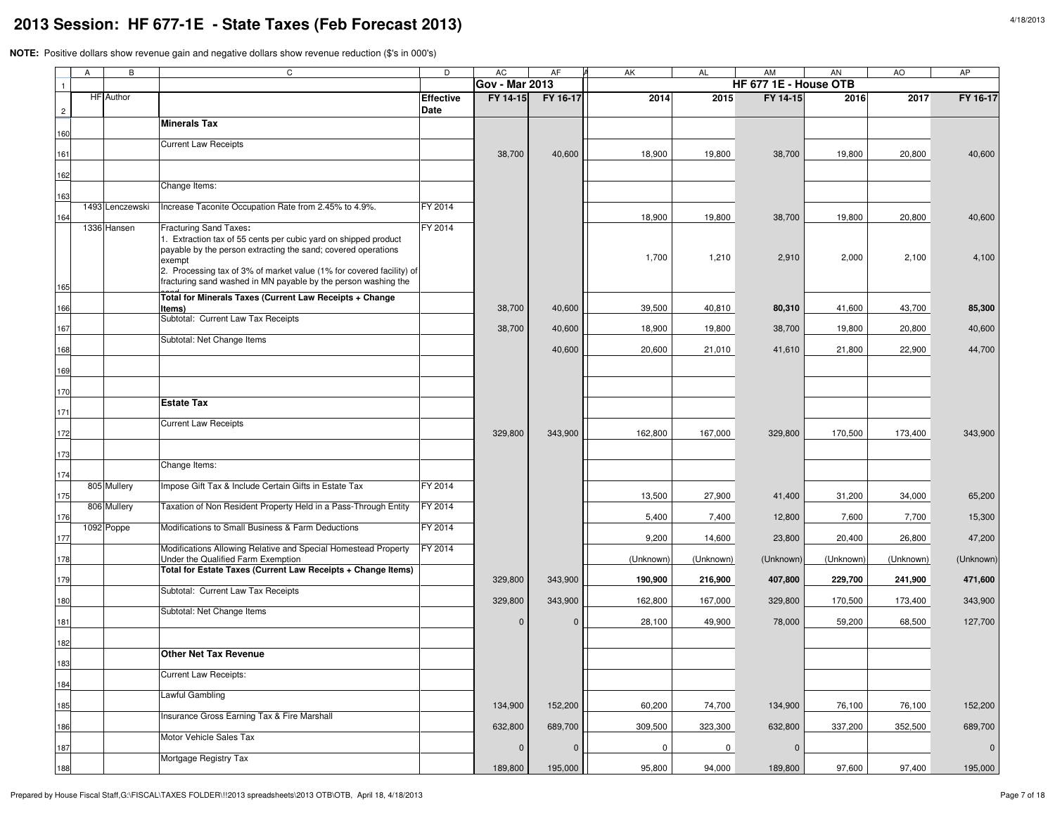# 2013 Session: HF 677-1E - State Taxes (Feb Forecast 2013)

**NOTE:** Positive dollars show revenue gain and negative dollars show revenue reduction ($'s in 000's)

| | A | B | C | D | AC | AF | AK | AL | AM | AN | AO | AP |
|---|---|---|---|---|---|---|---|---|---|---|---|---|
| 1 | | | | | Gov - Mar 2013 | | HF 677 1E - House OTB | | | | | |
| 2 | HF | Author | | Effective Date | FY 14-15 | FY 16-17 | 2014 | 2015 | FY 14-15 | 2016 | 2017 | FY 16-17 |
| 160 | | | **Minerals Tax** | | | | | | | | | |
| 161 | | | Current Law Receipts | | 38,700 | 40,600 | 18,900 | 19,800 | 38,700 | 19,800 | 20,800 | 40,600 |
| 162 | | | | | | | | | | | | |
| 163 | | | Change Items: | | | | | | | | | |
| 164 | 1493 | Lenczewski | Increase Taconite Occupation Rate from 2.45% to 4.9%. | FY 2014 | | | 18,900 | 19,800 | 38,700 | 19,800 | 20,800 | 40,600 |
| 165 | 1336 | Hansen | **Fracturing Sand Taxes:** 1. Extraction tax of 55 cents per cubic yard on shipped product payable by the person extracting the sand; covered operations exempt 2. Processing tax of 3% of market value (1% for covered facility) of fracturing sand washed in MN payable by the person washing the sand | FY 2014 | | | 1,700 | 1,210 | 2,910 | 2,000 | 2,100 | 4,100 |
| 166 | | | **Total for Minerals Taxes (Current Law Receipts + Change Items)** | | 38,700 | 40,600 | 39,500 | 40,810 | **80,310** | 41,600 | 43,700 | **85,300** |
| 167 | | | Subtotal: Current Law Tax Receipts | | 38,700 | 40,600 | 18,900 | 19,800 | 38,700 | 19,800 | 20,800 | 40,600 |
| 168 | | | Subtotal: Net Change Items | | | 40,600 | 20,600 | 21,010 | 41,610 | 21,800 | 22,900 | 44,700 |
| 169 | | | | | | | | | | | | |
| 170 | | | | | | | | | | | | |
| 171 | | | **Estate Tax** | | | | | | | | | |
| 172 | | | Current Law Receipts | | 329,800 | 343,900 | 162,800 | 167,000 | 329,800 | 170,500 | 173,400 | 343,900 |
| 173 | | | | | | | | | | | | |
| 174 | | | Change Items: | | | | | | | | | |
| 175 | 805 | Mullery | Impose Gift Tax & Include Certain Gifts in Estate Tax | FY 2014 | | | 13,500 | 27,900 | 41,400 | 31,200 | 34,000 | 65,200 |
| 176 | 806 | Mullery | Taxation of Non Resident Property Held in a Pass-Through Entity | FY 2014 | | | 5,400 | 7,400 | 12,800 | 7,600 | 7,700 | 15,300 |
| 177 | 1092 | Poppe | Modifications to Small Business & Farm Deductions | FY 2014 | | | 9,200 | 14,600 | 23,800 | 20,400 | 26,800 | 47,200 |
| 178 | | | Modifications Allowing Relative and Special Homestead Property Under the Qualified Farm Exemption | FY 2014 | | | (Unknown) | (Unknown) | (Unknown) | (Unknown) | (Unknown) | (Unknown) |
| 179 | | | **Total for Estate Taxes (Current Law Receipts + Change Items)** | | 329,800 | 343,900 | **190,900** | **216,900** | **407,800** | **229,700** | **241,900** | **471,600** |
| 180 | | | Subtotal: Current Law Tax Receipts | | 329,800 | 343,900 | 162,800 | 167,000 | 329,800 | 170,500 | 173,400 | 343,900 |
| 181 | | | Subtotal: Net Change Items | | 0 | 0 | 28,100 | 49,900 | 78,000 | 59,200 | 68,500 | 127,700 |
| 182 | | | | | | | | | | | | |
| 183 | | | **Other Net Tax Revenue** | | | | | | | | | |
| 184 | | | Current Law Receipts: | | | | | | | | | |
| 185 | | | Lawful Gambling | | 134,900 | 152,200 | 60,200 | 74,700 | 134,900 | 76,100 | 76,100 | 152,200 |
| 186 | | | Insurance Gross Earning Tax & Fire Marshall | | 632,800 | 689,700 | 309,500 | 323,300 | 632,800 | 337,200 | 352,500 | 689,700 |
| 187 | | | Motor Vehicle Sales Tax | | 0 | 0 | 0 | 0 | 0 | | | 0 |
| 188 | | | Mortgage Registry Tax | | 189,800 | 195,000 | 95,800 | 94,000 | 189,800 | 97,600 | 97,400 | 195,000 |

Prepared by House Fiscal Staff,G:\FISCAL\TAXES FOLDER\!!2013 spreadsheets\2013 OTB\OTB, April 18, 4/18/2013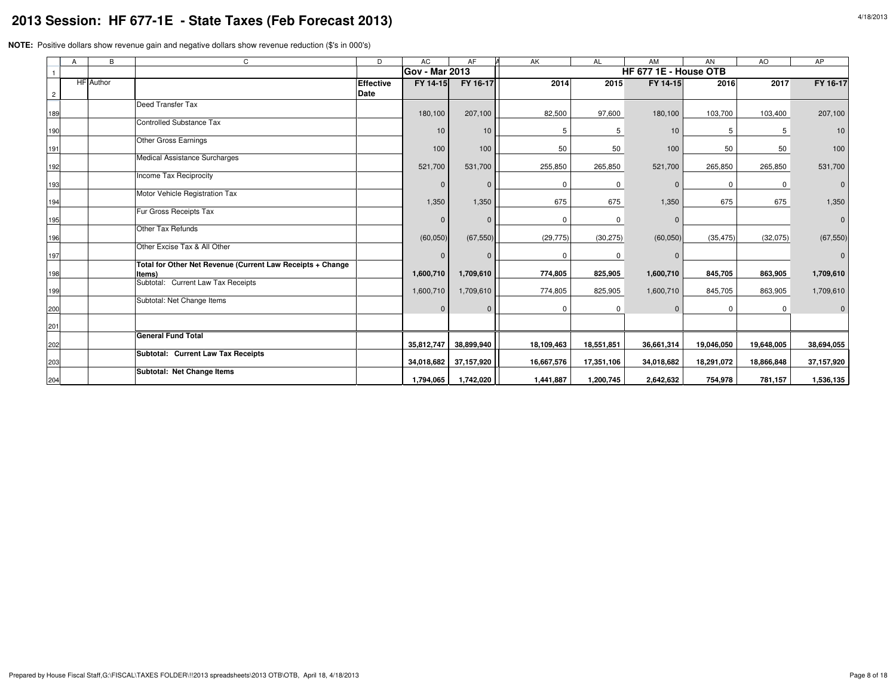# 2013 Session: HF 677-1E - State Taxes (Feb Forecast 2013)

**NOTE:** Positive dollars show revenue gain and negative dollars show revenue reduction ($'s in 000's)

| | A | B | C | D | AC | AF | AK | AL | AM | AN | AO | AP |
|---|---|---|---|---|---|---|---|---|---|---|---|---|
| 1 | | | | | Gov - Mar 2013 | | HF 677 1E - House OTB | | | | | |
| 2 | | HF Author | | Effective Date | FY 14-15 | FY 16-17 | 2014 | 2015 | FY 14-15 | 2016 | 2017 | FY 16-17 |
| 189 | | | Deed Transfer Tax | | 180,100 | 207,100 | 82,500 | 97,600 | 180,100 | 103,700 | 103,400 | 207,100 |
| 190 | | | Controlled Substance Tax | | 10 | 10 | 5 | 5 | 10 | 5 | 5 | 10 |
| 191 | | | Other Gross Earnings | | 100 | 100 | 50 | 50 | 100 | 50 | 50 | 100 |
| 192 | | | Medical Assistance Surcharges | | 521,700 | 531,700 | 255,850 | 265,850 | 521,700 | 265,850 | 265,850 | 531,700 |
| 193 | | | Income Tax Reciprocity | | 0 | 0 | 0 | 0 | 0 | 0 | 0 | 0 |
| 194 | | | Motor Vehicle Registration Tax | | 1,350 | 1,350 | 675 | 675 | 1,350 | 675 | 675 | 1,350 |
| 195 | | | Fur Gross Receipts Tax | | 0 | 0 | 0 | 0 | 0 | | | 0 |
| 196 | | | Other Tax Refunds | | (60,050) | (67,550) | (29,775) | (30,275) | (60,050) | (35,475) | (32,075) | (67,550) |
| 197 | | | Other Excise Tax & All Other | | 0 | 0 | 0 | 0 | 0 | | | 0 |
| 198 | | | **Total for Other Net Revenue (Current Law Receipts + Change Items)** | | **1,600,710** | **1,709,610** | **774,805** | **825,905** | **1,600,710** | **845,705** | **863,905** | **1,709,610** |
| 199 | | | Subtotal: Current Law Tax Receipts | | 1,600,710 | 1,709,610 | 774,805 | 825,905 | 1,600,710 | 845,705 | 863,905 | 1,709,610 |
| 200 | | | Subtotal: Net Change Items | | 0 | 0 | 0 | 0 | 0 | 0 | 0 | 0 |
| 201 | | | | | | | | | | | | |
| 202 | | | **General Fund Total** | | **35,812,747** | **38,899,940** | **18,109,463** | **18,551,851** | **36,661,314** | **19,046,050** | **19,648,005** | **38,694,055** |
| 203 | | | **Subtotal: Current Law Tax Receipts** | | **34,018,682** | **37,157,920** | **16,667,576** | **17,351,106** | **34,018,682** | **18,291,072** | **18,866,848** | **37,157,920** |
| 204 | | | **Subtotal: Net Change Items** | | **1,794,065** | **1,742,020** | **1,441,887** | **1,200,745** | **2,642,632** | **754,978** | **781,157** | **1,536,135** |

Prepared by House Fiscal Staff,G:\FISCAL\TAXES FOLDER\!!2013 spreadsheets\2013 OTB\OTB, April 18, 4/18/2013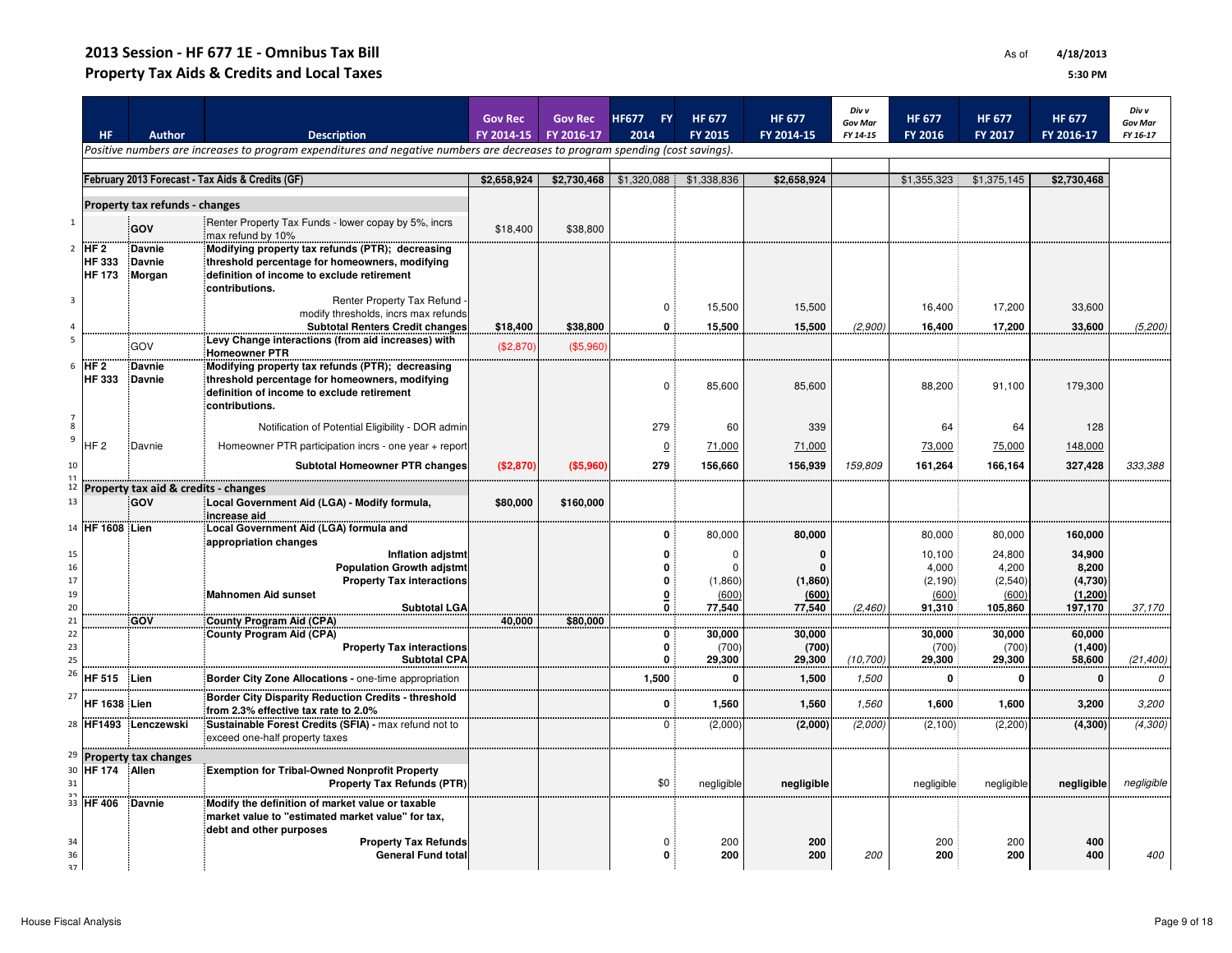# 2013 Session - HF 677 1E - Omnibus Tax Bill

## Property Tax Aids & Credits and Local Taxes

As of **4/18/2013** **5:30 PM**

| | HF | Author | Description | Gov Rec FY 2014-15 | Gov Rec FY 2016-17 | HF677 FY 2014 | HF 677 FY 2015 | HF 677 FY 2014-15 | Div v Gov Mar FY 14-15 | HF 677 FY 2016 | HF 677 FY 2017 | HF 677 FY 2016-17 | Div v Gov Mar FY 16-17 |
|---|---|---|---|---|---|---|---|---|---|---|---|---|---|
| | *Positive numbers are increases to program expenditures and negative numbers are decreases to program spending (cost savings).* | | | | | | | | | | | | |
| | **February 2013 Forecast - Tax Aids & Credits (GF)** | | | **$2,658,924** | **$2,730,468** | $1,320,088 | $1,338,836 | **$2,658,924** | | $1,355,323 | $1,375,145 | **$2,730,468** | |
| | **Property tax refunds - changes** | | | | | | | | | | | | |
| 1 | | **GOV** | Renter Property Tax Funds - lower copay by 5%, incrs max refund by 10% | $18,400 | $38,800 | | | | | | | | |
| 2 | **HF 2**<br>**HF 333**<br>**HF 173** | **Davnie**<br>**Davnie**<br>**Morgan** | **Modifying property tax refunds (PTR); decreasing threshold percentage for homeowners, modifying definition of income to exclude retirement contributions.** | | | | | | | | | | |
| 3 | | | Renter Property Tax Refund - modify thresholds, incrs max refunds | | | 0 | 15,500 | 15,500 | | 16,400 | 17,200 | 33,600 | |
| 4 | | | **Subtotal Renters Credit changes** | **$18,400** | **$38,800** | **0** | **15,500** | **15,500** | *(2,900)* | **16,400** | **17,200** | **33,600** | *(5,200)* |
| 5 | | GOV | **Levy Change interactions (from aid increases) with Homeowner PTR** | ($2,870) | ($5,960) | | | | | | | | |
| 6 | **HF 2**<br>**HF 333** | **Davnie**<br>**Davnie** | **Modifying property tax refunds (PTR); decreasing threshold percentage for homeowners, modifying definition of income to exclude retirement contributions.** | | | 0 | 85,600 | 85,600 | | 88,200 | 91,100 | 179,300 | |
| 7 | | | | | | | | | | | | | |
| 8 | | | Notification of Potential Eligibility - DOR admin | | | 279 | 60 | 339 | | 64 | 64 | 128 | |
| 9 | HF 2 | Davnie | Homeowner PTR participation incrs - one year + report | | | 0 | 71,000 | 71,000 | | 73,000 | 75,000 | 148,000 | |
| 10 | | | **Subtotal Homeowner PTR changes** | **($2,870)** | **($5,960)** | **279** | **156,660** | **156,939** | *159,809* | **161,264** | **166,164** | **327,428** | *333,388* |
| 12 | **Property tax aid & credits - changes** | | | | | | | | | | | | |
| 13 | | **GOV** | **Local Government Aid (LGA) - Modify formula, increase aid** | **$80,000** | **$160,000** | | | | | | | | |
| 14 | **HF 1608** | **Lien** | **Local Government Aid (LGA) formula and appropriation changes** | | | **0** | 80,000 | **80,000** | | 80,000 | 80,000 | **160,000** | |
| 15 | | | **Inflation adjstmt** | | | **0** | 0 | **0** | | 10,100 | 24,800 | **34,900** | |
| 16 | | | **Population Growth adjstmt** | | | **0** | 0 | **0** | | 4,000 | 4,200 | **8,200** | |
| 17 | | | **Property Tax interactions** | | | **0** | (1,860) | **(1,860)** | | (2,190) | (2,540) | **(4,730)** | |
| 19 | | | **Mahnomen Aid sunset** | | | **0** | (600) | **(600)** | | (600) | (600) | **(1,200)** | |
| 20 | | | **Subtotal LGA** | | | **0** | **77,540** | **77,540** | *(2,460)* | **91,310** | **105,860** | **197,170** | *37,170* |
| 21 | | **GOV** | **County Program Aid (CPA)** | **40,000** | **$80,000** | | | | | | | | |
| 22 | | | **County Program Aid (CPA)** | | | **0** | **30,000** | **30,000** | | **30,000** | **30,000** | **60,000** | |
| 23 | | | **Property Tax interactions** | | | **0** | (700) | **(700)** | | (700) | (700) | **(1,400)** | |
| 25 | | | **Subtotal CPA** | | | **0** | **29,300** | **29,300** | *(10,700)* | **29,300** | **29,300** | **58,600** | *(21,400)* |
| 26 | **HF 515** | **Lien** | **Border City Zone Allocations -** one-time appropriation | | | **1,500** | **0** | **1,500** | *1,500* | **0** | **0** | **0** | *0* |
| 27 | **HF 1638** | **Lien** | **Border City Disparity Reduction Credits - threshold from 2.3% effective tax rate to 2.0%** | | | **0** | **1,560** | **1,560** | *1,560* | **1,600** | **1,600** | **3,200** | *3,200* |
| 28 | **HF1493** | **Lenczewski** | **Sustainable Forest Credits (SFIA) -** max refund not to exceed one-half property taxes | | | 0 | (2,000) | **(2,000)** | *(2,000)* | (2,100) | (2,200) | **(4,300)** | *(4,300)* |
| 29 | **Property tax changes** | | | | | | | | | | | | |
| 30 | **HF 174** | **Allen** | **Exemption for Tribal-Owned Nonprofit Property** | | | | | | | | | | |
| 31 | | | **Property Tax Refunds (PTR)** | | | $0 | negligible | **negligible** | | negligible | negligible | **negligible** | *negligible* |
| 33 | **HF 406** | **Davnie** | **Modify the definition of market value or taxable market value to "estimated market value" for tax, debt and other purposes** | | | | | | | | | | |
| 34 | | | **Property Tax Refunds** | | | 0 | 200 | **200** | | 200 | 200 | **400** | |
| 36 | | | **General Fund total** | | | **0** | **200** | **200** | *200* | **200** | **200** | **400** | *400* |

House Fiscal Analysis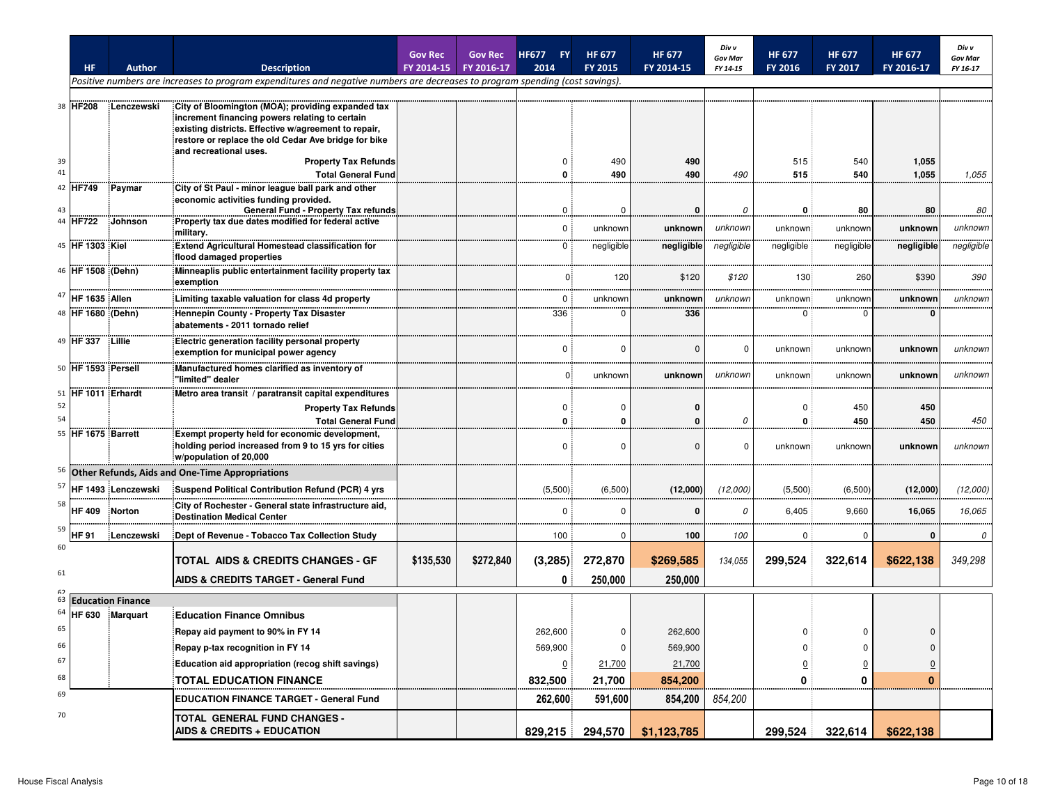| | HF | Author | Description | Gov Rec FY 2014-15 | Gov Rec FY 2016-17 | HF677 FY 2014 | HF 677 FY 2015 | HF 677 FY 2014-15 | Div v Gov Mar FY 14-15 | HF 677 FY 2016 | HF 677 FY 2017 | HF 677 FY 2016-17 | Div v Gov Mar FY 16-17 |
|---|---|---|---|---|---|---|---|---|---|---|---|---|---|
| | *Positive numbers are increases to program expenditures and negative numbers are decreases to program spending (cost savings).* | | | | | | | | | | | | |
| 38 | **HF208** | Lenczewski | **City of Bloomington (MOA); providing expanded tax increment financing powers relating to certain existing districts. Effective w/agreement to repair, restore or replace the old Cedar Ave bridge for bike and recreational uses.** | | | | | | | | | | |
| 39 | | | **Property Tax Refunds** | | | 0 | 490 | **490** | | 515 | 540 | **1,055** | |
| 41 | | | **Total General Fund** | | | **0** | **490** | **490** | *490* | **515** | **540** | **1,055** | *1,055* |
| 42 | **HF749** | Paymar | **City of St Paul - minor league ball park and other economic activities funding provided.** | | | | | | | | | | |
| 43 | | | **General Fund - Property Tax refunds** | | | 0 | 0 | **0** | *0* | **0** | **80** | **80** | *80* |
| 44 | **HF722** | Johnson | **Property tax due dates modified for federal active military.** | | | 0 | unknown | **unknown** | *unknown* | unknown | unknown | **unknown** | *unknown* |
| 45 | **HF 1303** | Kiel | **Extend Agricultural Homestead classification for flood damaged properties** | | | 0 | negligible | **negligible** | *negligible* | negligible | negligible | **negligible** | *negligible* |
| 46 | **HF 1508** | (Dehn) | **Minneaplis public entertainment facility property tax exemption** | | | 0 | 120 | $120 | *$120* | 130 | 260 | $390 | *390* |
| 47 | **HF 1635** | Allen | **Limiting taxable valuation for class 4d property** | | | 0 | unknown | **unknown** | *unknown* | unknown | unknown | **unknown** | *unknown* |
| 48 | **HF 1680** | (Dehn) | **Hennepin County - Property Tax Disaster abatements - 2011 tornado relief** | | | 336 | 0 | **336** | | 0 | 0 | **0** | |
| 49 | **HF 337** | Lillie | **Electric generation facility personal property exemption for municipal power agency** | | | 0 | 0 | 0 | 0 | unknown | unknown | **unknown** | *unknown* |
| 50 | **HF 1593** | Persell | **Manufactured homes clarified as inventory of "limited" dealer** | | | 0 | unknown | **unknown** | *unknown* | unknown | unknown | **unknown** | *unknown* |
| 51 | **HF 1011** | Erhardt | **Metro area transit / paratransit capital expenditures** | | | | | | | | | | |
| 52 | | | **Property Tax Refunds** | | | 0 | 0 | **0** | | 0 | 450 | **450** | |
| 54 | | | **Total General Fund** | | | **0** | **0** | **0** | *0* | **0** | **450** | **450** | *450* |
| 55 | **HF 1675** | Barrett | **Exempt property held for economic development, holding period increased from 9 to 15 yrs for cities w/population of 20,000** | | | 0 | 0 | 0 | 0 | unknown | unknown | **unknown** | *unknown* |
| 56 | **Other Refunds, Aids and One-Time Appropriations** | | | | | | | | | | | | |
| 57 | **HF 1493** | Lenczewski | **Suspend Political Contribution Refund (PCR) 4 yrs** | | | (5,500) | (6,500) | **(12,000)** | *(12,000)* | (5,500) | (6,500) | **(12,000)** | *(12,000)* |
| 58 | **HF 409** | Norton | **City of Rochester - General state infrastructure aid, Destination Medical Center** | | | 0 | 0 | **0** | *0* | 6,405 | 9,660 | **16,065** | *16,065* |
| 59 | **HF 91** | Lenczewski | **Dept of Revenue - Tobacco Tax Collection Study** | | | 100 | 0 | **100** | *100* | 0 | 0 | **0** | *0* |
| 60 | | | **TOTAL AIDS & CREDITS CHANGES - GF** | **$135,530** | **$272,840** | **(3,285)** | **272,870** | **$269,585** | *134,055* | **299,524** | **322,614** | **$622,138** | *349,298* |
| 61 | | | **AIDS & CREDITS TARGET - General Fund** | | | **0** | **250,000** | **250,000** | | | | | |
| 63 | **Education Finance** | | | | | | | | | | | | |
| 64 | **HF 630** | Marquart | **Education Finance Omnibus** | | | | | | | | | | |
| 65 | | | **Repay aid payment to 90% in FY 14** | | | 262,600 | 0 | 262,600 | | 0 | 0 | 0 | |
| 66 | | | **Repay p-tax recognition in FY 14** | | | 569,900 | 0 | 569,900 | | 0 | 0 | 0 | |
| 67 | | | **Education aid appropriation (recog shift savings)** | | | 0 | 21,700 | 21,700 | | 0 | 0 | 0 | |
| 68 | | | **TOTAL EDUCATION FINANCE** | | | **832,500** | **21,700** | **854,200** | | **0** | **0** | **0** | |
| 69 | | | **EDUCATION FINANCE TARGET - General Fund** | | | **262,600** | **591,600** | **854,200** | *854,200* | | | | |
| 70 | | | **TOTAL GENERAL FUND CHANGES - AIDS & CREDITS + EDUCATION** | | | **829,215** | **294,570** | **$1,123,785** | | **299,524** | **322,614** | **$622,138** | |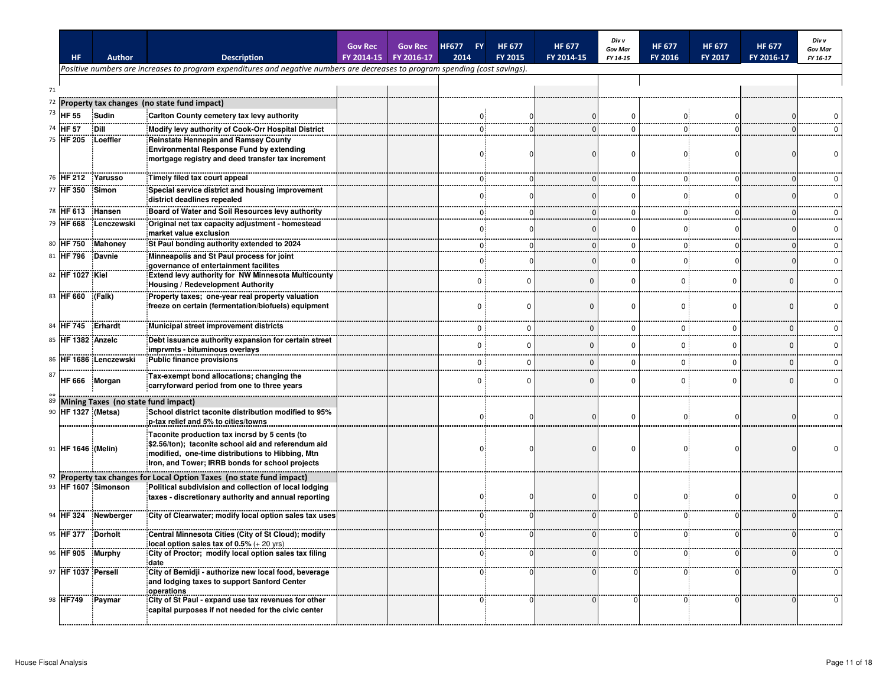| | HF | Author | Description | Gov Rec FY 2014-15 | Gov Rec FY 2016-17 | HF677 FY 2014 | HF 677 FY 2015 | HF 677 FY 2014-15 | Div v Gov Mar FY 14-15 | HF 677 FY 2016 | HF 677 FY 2017 | HF 677 FY 2016-17 | Div v Gov Mar FY 16-17 |
|---|---|---|---|---|---|---|---|---|---|---|---|---|---|
| | *Positive numbers are increases to program expenditures and negative numbers are decreases to program spending (cost savings).* | | | | | | | | | | | | |
| 71 | | | | | | | | | | | | | |
| 72 | **Property tax changes (no state fund impact)** | | | | | | | | | | | | |
| 73 | **HF 55** | **Sudin** | **Carlton County cemetery tax levy authority** | | | 0 | 0 | 0 | 0 | 0 | 0 | 0 | 0 |
| 74 | **HF 57** | **Dill** | **Modify levy authority of Cook-Orr Hospital District** | | | 0 | 0 | 0 | 0 | 0 | 0 | 0 | 0 |
| 75 | **HF 205** | **Loeffler** | **Reinstate Hennepin and Ramsey County Environmental Response Fund by extending mortgage registry and deed transfer tax increment** | | | 0 | 0 | 0 | 0 | 0 | 0 | 0 | 0 |
| 76 | **HF 212** | **Yarusso** | **Timely filed tax court appeal** | | | 0 | 0 | 0 | 0 | 0 | 0 | 0 | 0 |
| 77 | **HF 350** | **Simon** | **Special service district and housing improvement district deadlines repealed** | | | 0 | 0 | 0 | 0 | 0 | 0 | 0 | 0 |
| 78 | **HF 613** | **Hansen** | **Board of Water and Soil Resources levy authority** | | | 0 | 0 | 0 | 0 | 0 | 0 | 0 | 0 |
| 79 | **HF 668** | **Lenczewski** | **Original net tax capacity adjustment - homestead market value exclusion** | | | 0 | 0 | 0 | 0 | 0 | 0 | 0 | 0 |
| 80 | **HF 750** | **Mahoney** | **St Paul bonding authority extended to 2024** | | | 0 | 0 | 0 | 0 | 0 | 0 | 0 | 0 |
| 81 | **HF 796** | **Davnie** | **Minneapolis and St Paul process for joint governance of entertainment facilites** | | | 0 | 0 | 0 | 0 | 0 | 0 | 0 | 0 |
| 82 | **HF 1027** | **Kiel** | **Extend levy authority for NW Minnesota Multicounty Housing / Redevelopment Authority** | | | 0 | 0 | 0 | 0 | 0 | 0 | 0 | 0 |
| 83 | **HF 660** | **(Falk)** | **Property taxes; one-year real property valuation freeze on certain (fermentation/biofuels) equipment** | | | 0 | 0 | 0 | 0 | 0 | 0 | 0 | 0 |
| 84 | **HF 745** | **Erhardt** | **Municipal street improvement districts** | | | 0 | 0 | 0 | 0 | 0 | 0 | 0 | 0 |
| 85 | **HF 1382** | **Anzelc** | **Debt issuance authority expansion for certain street imprvmts - bituminous overlays** | | | 0 | 0 | 0 | 0 | 0 | 0 | 0 | 0 |
| 86 | **HF 1686** | **Lenczewski** | **Public finance provisions** | | | 0 | 0 | 0 | 0 | 0 | 0 | 0 | 0 |
| 87 | **HF 666** | **Morgan** | **Tax-exempt bond allocations; changing the carryforward period from one to three years** | | | 0 | 0 | 0 | 0 | 0 | 0 | 0 | 0 |
| 89 | **Mining Taxes (no state fund impact)** | | | | | | | | | | | | |
| 90 | **HF 1327** | **(Metsa)** | **School district taconite distribution modified to 95% p-tax relief and 5% to cities/towns** | | | 0 | 0 | 0 | 0 | 0 | 0 | 0 | 0 |
| 91 | **HF 1646** | **(Melin)** | **Taconite production tax incrsd by 5 cents (to $2.56/ton); taconite school aid and referendum aid modified, one-time distributions to Hibbing, Mtn Iron, and Tower; IRRB bonds for school projects** | | | 0 | 0 | 0 | 0 | 0 | 0 | 0 | 0 |
| 92 | **Property tax changes for Local Option Taxes (no state fund impact)** | | | | | | | | | | | | |
| 93 | **HF 1607** | **Simonson** | **Political subdivision and collection of local lodging taxes - discretionary authority and annual reporting** | | | 0 | 0 | 0 | 0 | 0 | 0 | 0 | 0 |
| 94 | **HF 324** | **Newberger** | **City of Clearwater; modify local option sales tax uses** | | | 0 | 0 | 0 | 0 | 0 | 0 | 0 | 0 |
| 95 | **HF 377** | **Dorholt** | **Central Minnesota Cities (City of St Cloud); modify local option sales tax of 0.5%** (+ 20 yrs) | | | 0 | 0 | 0 | 0 | 0 | 0 | 0 | 0 |
| 96 | **HF 905** | **Murphy** | **City of Proctor; modify local option sales tax filing date** | | | 0 | 0 | 0 | 0 | 0 | 0 | 0 | 0 |
| 97 | **HF 1037** | **Persell** | **City of Bemidji - authorize new local food, beverage and lodging taxes to support Sanford Center operations** | | | 0 | 0 | 0 | 0 | 0 | 0 | 0 | 0 |
| 98 | **HF749** | **Paymar** | **City of St Paul - expand use tax revenues for other capital purposes if not needed for the civic center** | | | 0 | 0 | 0 | 0 | 0 | 0 | 0 | 0 |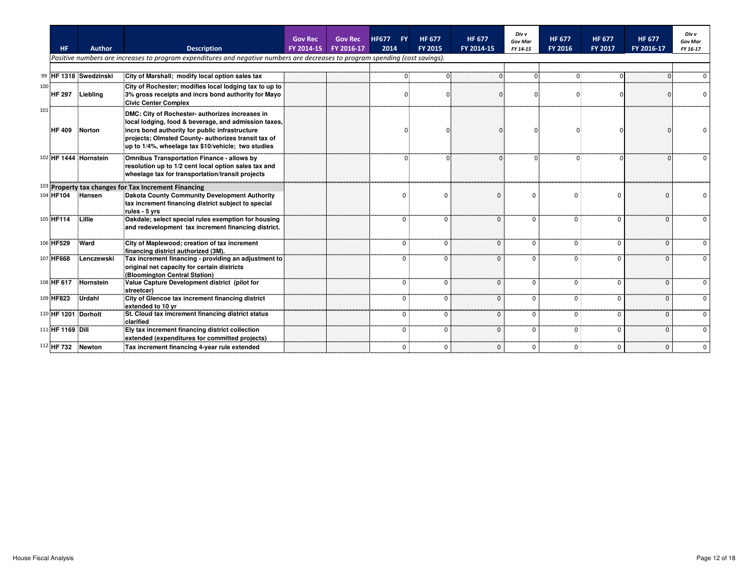| | HF | Author | Description | Gov Rec FY 2014-15 | Gov Rec FY 2016-17 | HF677 FY 2014 | HF 677 FY 2015 | HF 677 FY 2014-15 | Div v Gov Mar FY 14-15 | HF 677 FY 2016 | HF 677 FY 2017 | HF 677 FY 2016-17 | Div v Gov Mar FY 16-17 |
|---|---|---|---|---|---|---|---|---|---|---|---|---|---|
| | *Positive numbers are increases to program expenditures and negative numbers are decreases to program spending (cost savings).* | | | | | | | | | | | | |
| 99 | HF 1318 | Swedzinski | City of Marshall; modify local option sales tax | | | 0 | 0 | 0 | 0 | 0 | 0 | 0 | 0 |
| 100 | HF 297 | Liebling | City of Rochester; modifies local lodging tax to up to 3% gross receipts and incrs bond authority for Mayo Civic Center Complex | | | 0 | 0 | 0 | 0 | 0 | 0 | 0 | 0 |
| 101 | HF 409 | Norton | DMC: City of Rochester- authorizes increases in local lodging, food & beverage, and admission taxes, incrs bond authority for public infrastructure projects; Olmsted County- authorizes transit tax of up to 1/4%, wheelage tax $10/vehicle; two studies | | | 0 | 0 | 0 | 0 | 0 | 0 | 0 | 0 |
| 102 | HF 1444 | Hornstein | Omnibus Transportation Finance - allows by resolution up to 1/2 cent local option sales tax and wheelage tax for transportation/transit projects | | | 0 | 0 | 0 | 0 | 0 | 0 | 0 | 0 |
| 103 | **Property tax changes for Tax Increment Financing** | | | | | | | | | | | | |
| 104 | HF104 | Hansen | Dakota County Community Development Authority tax increment financing district subject to special rules - 5 yrs | | | 0 | 0 | 0 | 0 | 0 | 0 | 0 | 0 |
| 105 | HF114 | Lillie | Oakdale; select special rules exemption for housing and redevelopment tax increment financing district. | | | 0 | 0 | 0 | 0 | 0 | 0 | 0 | 0 |
| 106 | HF529 | Ward | City of Maplewood; creation of tax increment financing district authorized (3M). | | | 0 | 0 | 0 | 0 | 0 | 0 | 0 | 0 |
| 107 | HF668 | Lenczewski | Tax increment financing - providing an adjustment to original net capacity for certain districts (Bloomington Central Station) | | | 0 | 0 | 0 | 0 | 0 | 0 | 0 | 0 |
| 108 | HF 617 | Hornstein | Value Capture Development district (pilot for streetcar) | | | 0 | 0 | 0 | 0 | 0 | 0 | 0 | 0 |
| 109 | HF823 | Urdahl | City of Glencoe tax increment financing district extended to 10 yr | | | 0 | 0 | 0 | 0 | 0 | 0 | 0 | 0 |
| 110 | HF 1201 | Dorholt | St. Cloud tax imcrement financing district status clarified | | | 0 | 0 | 0 | 0 | 0 | 0 | 0 | 0 |
| 111 | HF 1169 | Dill | Ely tax increment financing district collection extended (expenditures for committed projects) | | | 0 | 0 | 0 | 0 | 0 | 0 | 0 | 0 |
| 112 | HF 732 | Newton | Tax increment financing 4-year rule extended | | | 0 | 0 | 0 | 0 | 0 | 0 | 0 | 0 |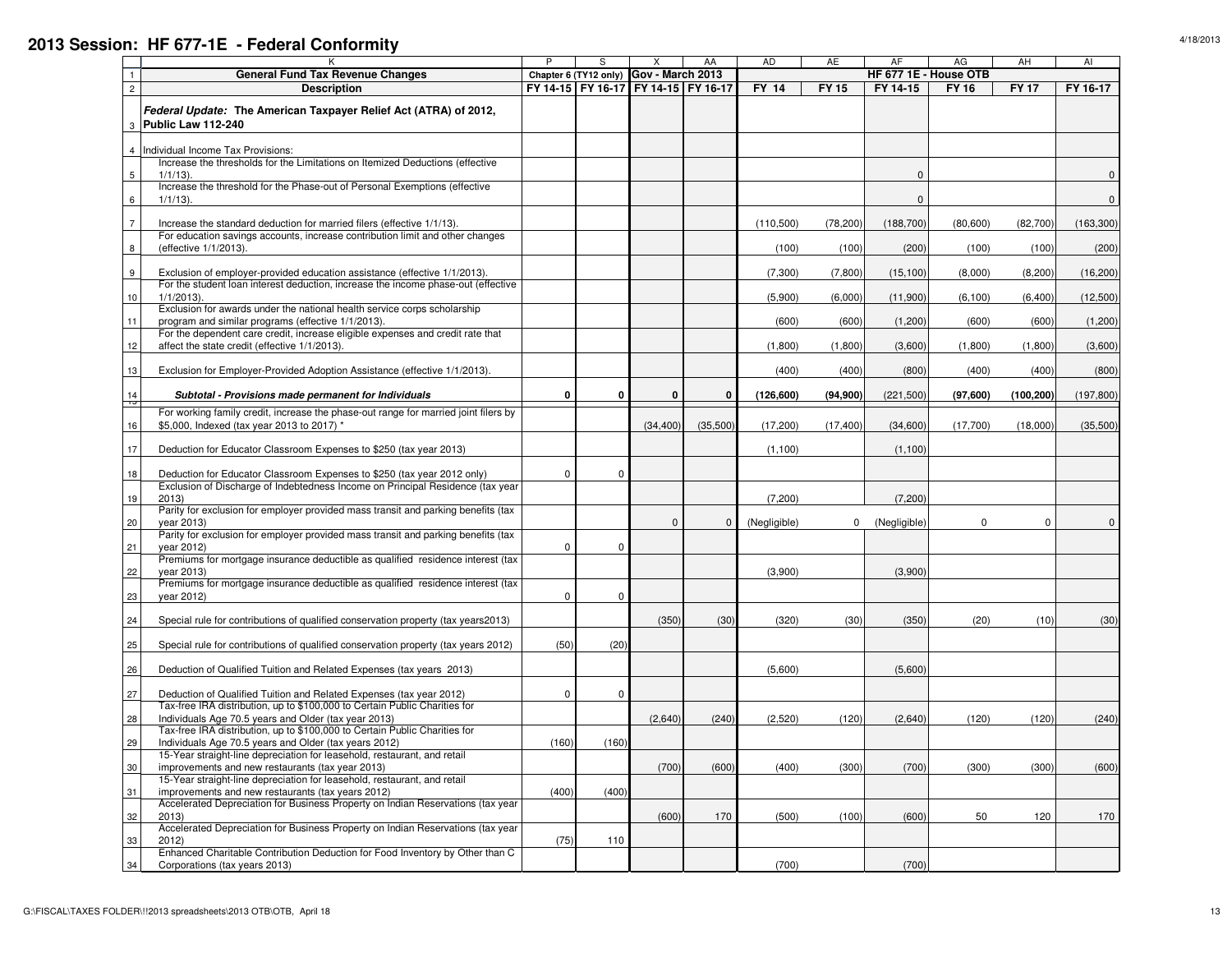# 2013 Session: HF 677-1E - Federal Conformity

4/18/2013

| | K | P | S | X | AA | AD | AE | AF | AG | AH | AI |
|---|---|---|---|---|---|---|---|---|---|---|---|
| 1 | **General Fund Tax Revenue Changes** | **Chapter 6 (TY12 only)** | | **Gov - March 2013** | | **HF 677 1E - House OTB** | | | | | |
| 2 | **Description** | **FY 14-15** | **FY 16-17** | **FY 14-15** | **FY 16-17** | **FY 14** | **FY 15** | **FY 14-15** | **FY 16** | **FY 17** | **FY 16-17** |
| 3 | ***Federal Update:* The American Taxpayer Relief Act (ATRA) of 2012, Public Law 112-240** | | | | | | | | | | |
| 4 | Individual Income Tax Provisions: | | | | | | | | | | |
| 5 | Increase the thresholds for the Limitations on Itemized Deductions (effective 1/1/13). | | | | | | | 0 | | | 0 |
| 6 | Increase the threshold for the Phase-out of Personal Exemptions (effective 1/1/13). | | | | | | | 0 | | | 0 |
| 7 | Increase the standard deduction for married filers (effective 1/1/13). | | | | | (110,500) | (78,200) | (188,700) | (80,600) | (82,700) | (163,300) |
| 8 | For education savings accounts, increase contribution limit and other changes (effective 1/1/2013). | | | | | (100) | (100) | (200) | (100) | (100) | (200) |
| 9 | Exclusion of employer-provided education assistance (effective 1/1/2013). | | | | | (7,300) | (7,800) | (15,100) | (8,000) | (8,200) | (16,200) |
| 10 | For the student loan interest deduction, increase the income phase-out (effective 1/1/2013). | | | | | (5,900) | (6,000) | (11,900) | (6,100) | (6,400) | (12,500) |
| 11 | Exclusion for awards under the national health service corps scholarship program and similar programs (effective 1/1/2013). | | | | | (600) | (600) | (1,200) | (600) | (600) | (1,200) |
| 12 | For the dependent care credit, increase eligible expenses and credit rate that affect the state credit (effective 1/1/2013). | | | | | (1,800) | (1,800) | (3,600) | (1,800) | (1,800) | (3,600) |
| 13 | Exclusion for Employer-Provided Adoption Assistance (effective 1/1/2013). | | | | | (400) | (400) | (800) | (400) | (400) | (800) |
| 14 | ***Subtotal - Provisions made permanent for Individuals*** | **0** | **0** | **0** | **0** | **(126,600)** | **(94,900)** | (221,500) | **(97,600)** | **(100,200)** | (197,800) |
| 16 | For working family credit, increase the phase-out range for married joint filers by $5,000, Indexed (tax year 2013 to 2017) * | | | (34,400) | (35,500) | (17,200) | (17,400) | (34,600) | (17,700) | (18,000) | (35,500) |
| 17 | Deduction for Educator Classroom Expenses to $250 (tax year 2013) | | | | | (1,100) | | (1,100) | | | |
| 18 | Deduction for Educator Classroom Expenses to $250 (tax year 2012 only) | 0 | 0 | | | | | | | | |
| 19 | Exclusion of Discharge of Indebtedness Income on Principal Residence (tax year 2013) | | | | | (7,200) | | (7,200) | | | |
| 20 | Parity for exclusion for employer provided mass transit and parking benefits (tax year 2013) | | | 0 | 0 | (Negligible) | 0 | (Negligible) | 0 | 0 | 0 |
| 21 | Parity for exclusion for employer provided mass transit and parking benefits (tax year 2012) | 0 | 0 | | | | | | | | |
| 22 | Premiums for mortgage insurance deductible as qualified residence interest (tax year 2013) | | | | | (3,900) | | (3,900) | | | |
| 23 | Premiums for mortgage insurance deductible as qualified residence interest (tax year 2012) | 0 | 0 | | | | | | | | |
| 24 | Special rule for contributions of qualified conservation property (tax years2013) | | | (350) | (30) | (320) | (30) | (350) | (20) | (10) | (30) |
| 25 | Special rule for contributions of qualified conservation property (tax years 2012) | (50) | (20) | | | | | | | | |
| 26 | Deduction of Qualified Tuition and Related Expenses (tax years 2013) | | | | | (5,600) | | (5,600) | | | |
| 27 | Deduction of Qualified Tuition and Related Expenses (tax year 2012) | 0 | 0 | | | | | | | | |
| 28 | Tax-free IRA distribution, up to $100,000 to Certain Public Charities for Individuals Age 70.5 years and Older (tax year 2013) | | | (2,640) | (240) | (2,520) | (120) | (2,640) | (120) | (120) | (240) |
| 29 | Tax-free IRA distribution, up to $100,000 to Certain Public Charities for Individuals Age 70.5 years and Older (tax years 2012) | (160) | (160) | | | | | | | | |
| 30 | 15-Year straight-line depreciation for leasehold, restaurant, and retail improvements and new restaurants (tax year 2013) | | | (700) | (600) | (400) | (300) | (700) | (300) | (300) | (600) |
| 31 | 15-Year straight-line depreciation for leasehold, restaurant, and retail improvements and new restaurants (tax years 2012) | (400) | (400) | | | | | | | | |
| 32 | Accelerated Depreciation for Business Property on Indian Reservations (tax year 2013) | | | (600) | 170 | (500) | (100) | (600) | 50 | 120 | 170 |
| 33 | Accelerated Depreciation for Business Property on Indian Reservations (tax year 2012) | (75) | 110 | | | | | | | | |
| 34 | Enhanced Charitable Contribution Deduction for Food Inventory by Other than C Corporations (tax years 2013) | | | | | (700) | | (700) | | | |

G:\FISCAL\TAXES FOLDER\!!2013 spreadsheets\2013 OTB\OTB, April 18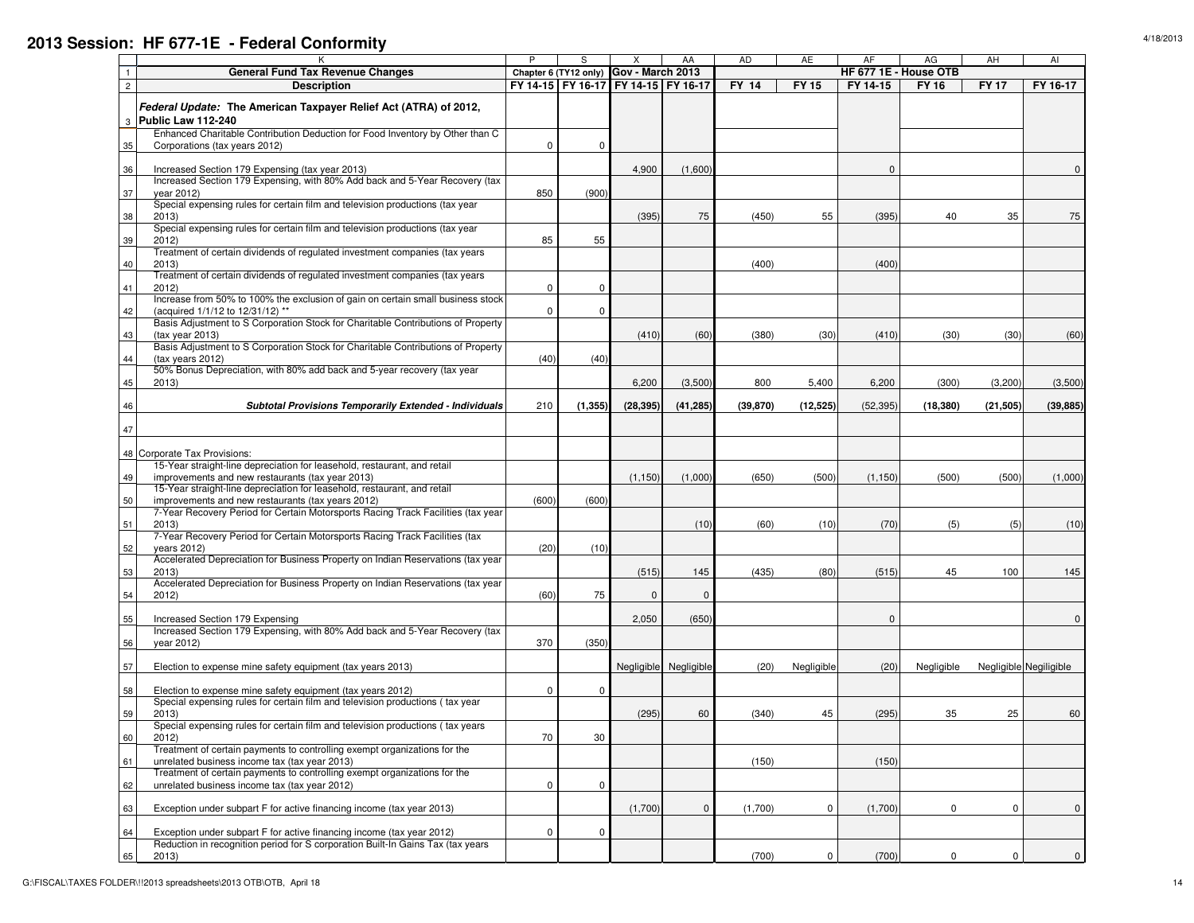# 2013 Session: HF 677-1E - Federal Conformity

| | K | P | S | X | AA | AD | AE | AF | AG | AH | AI |
|---|---|---|---|---|---|---|---|---|---|---|---|
| 1 | **General Fund Tax Revenue Changes** | **Chapter 6 (TY12 only)** | | **Gov - March 2013** | | **HF 677 1E - House OTB** | | | | | |
| 2 | **Description** | **FY 14-15** | **FY 16-17** | **FY 14-15** | **FY 16-17** | **FY 14** | **FY 15** | **FY 14-15** | **FY 16** | **FY 17** | **FY 16-17** |
| 3 | ***Federal Update:* The American Taxpayer Relief Act (ATRA) of 2012, Public Law 112-240** | | | | | | | | | | |
| 35 | Enhanced Charitable Contribution Deduction for Food Inventory by Other than C Corporations (tax years 2012) | 0 | 0 | | | | | | | | |
| 36 | Increased Section 179 Expensing (tax year 2013) | | | 4,900 | (1,600) | | | 0 | | | 0 |
| 37 | Increased Section 179 Expensing, with 80% Add back and 5-Year Recovery (tax year 2012) | 850 | (900) | | | | | | | | |
| 38 | Special expensing rules for certain film and television productions (tax year 2013) | | | (395) | 75 | (450) | 55 | (395) | 40 | 35 | 75 |
| 39 | Special expensing rules for certain film and television productions (tax year 2012) | 85 | 55 | | | | | | | | |
| 40 | Treatment of certain dividends of regulated investment companies (tax years 2013) | | | | | (400) | | (400) | | | |
| 41 | Treatment of certain dividends of regulated investment companies (tax years 2012) | 0 | 0 | | | | | | | | |
| 42 | Increase from 50% to 100% the exclusion of gain on certain small business stock (acquired 1/1/12 to 12/31/12) ** | 0 | 0 | | | | | | | | |
| 43 | Basis Adjustment to S Corporation Stock for Charitable Contributions of Property (tax year 2013) | | | (410) | (60) | (380) | (30) | (410) | (30) | (30) | (60) |
| 44 | Basis Adjustment to S Corporation Stock for Charitable Contributions of Property (tax years 2012) | (40) | (40) | | | | | | | | |
| 45 | 50% Bonus Depreciation, with 80% add back and 5-year recovery (tax year 2013) | | | 6,200 | (3,500) | 800 | 5,400 | 6,200 | (300) | (3,200) | (3,500) |
| 46 | ***Subtotal Provisions Temporarily Extended - Individuals*** | 210 | **(1,355)** | **(28,395)** | **(41,285)** | **(39,870)** | **(12,525)** | (52,395) | **(18,380)** | **(21,505)** | **(39,885)** |
| 47 | | | | | | | | | | | |
| 48 | Corporate Tax Provisions: | | | | | | | | | | |
| 49 | 15-Year straight-line depreciation for leasehold, restaurant, and retail improvements and new restaurants (tax year 2013) | | | (1,150) | (1,000) | (650) | (500) | (1,150) | (500) | (500) | (1,000) |
| 50 | 15-Year straight-line depreciation for leasehold, restaurant, and retail improvements and new restaurants (tax years 2012) | (600) | (600) | | | | | | | | |
| 51 | 7-Year Recovery Period for Certain Motorsports Racing Track Facilities (tax year 2013) | | | | (10) | (60) | (10) | (70) | (5) | (5) | (10) |
| 52 | 7-Year Recovery Period for Certain Motorsports Racing Track Facilities (tax years 2012) | (20) | (10) | | | | | | | | |
| 53 | Accelerated Depreciation for Business Property on Indian Reservations (tax year 2013) | | | (515) | 145 | (435) | (80) | (515) | 45 | 100 | 145 |
| 54 | Accelerated Depreciation for Business Property on Indian Reservations (tax year 2012) | (60) | 75 | 0 | 0 | | | | | | |
| 55 | Increased Section 179 Expensing | | | 2,050 | (650) | | | 0 | | | 0 |
| 56 | Increased Section 179 Expensing, with 80% Add back and 5-Year Recovery (tax year 2012) | 370 | (350) | | | | | | | | |
| 57 | Election to expense mine safety equipment (tax years 2013) | | | Negligible | Negligible | (20) | Negligible | (20) | Negligible | Negligible | Negiligible |
| 58 | Election to expense mine safety equipment (tax years 2012) | 0 | 0 | | | | | | | | |
| 59 | Special expensing rules for certain film and television productions ( tax year 2013) | | | (295) | 60 | (340) | 45 | (295) | 35 | 25 | 60 |
| 60 | Special expensing rules for certain film and television productions ( tax years 2012) | 70 | 30 | | | | | | | | |
| 61 | Treatment of certain payments to controlling exempt organizations for the unrelated business income tax (tax year 2013) | | | | | (150) | | (150) | | | |
| 62 | Treatment of certain payments to controlling exempt organizations for the unrelated business income tax (tax year 2012) | 0 | 0 | | | | | | | | |
| 63 | Exception under subpart F for active financing income (tax year 2013) | | | (1,700) | 0 | (1,700) | 0 | (1,700) | 0 | 0 | 0 |
| 64 | Exception under subpart F for active financing income (tax year 2012) | 0 | 0 | | | | | | | | |
| 65 | Reduction in recognition period for S corporation Built-In Gains Tax (tax years 2013) | | | | | (700) | 0 | (700) | 0 | 0 | 0 |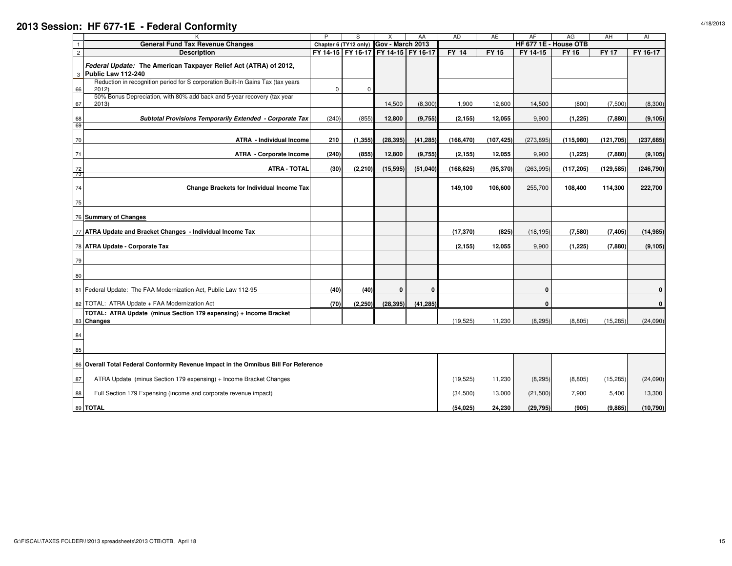# 2013 Session: HF 677-1E - Federal Conformity

| | K | P | S | X | AA | AD | AE | AF | AG | AH | AI |
|---|---|---|---|---|---|---|---|---|---|---|---|
| 1 | **General Fund Tax Revenue Changes** | Chapter 6 (TY12 only) | | **Gov - March 2013** | | **HF 677 1E - House OTB** | | | | | |
| 2 | **Description** | FY 14-15 | FY 16-17 | FY 14-15 | FY 16-17 | FY 14 | FY 15 | FY 14-15 | FY 16 | FY 17 | FY 16-17 |
| 3 | ***Federal Update:* The American Taxpayer Relief Act (ATRA) of 2012, Public Law 112-240** | | | | | | | | | | |
| 66 | Reduction in recognition period for S corporation Built-In Gains Tax (tax years 2012) | 0 | 0 | | | | | | | | |
| 67 | 50% Bonus Depreciation, with 80% add back and 5-year recovery (tax year 2013) | | | 14,500 | (8,300) | 1,900 | 12,600 | 14,500 | (800) | (7,500) | (8,300) |
| 68 | ***Subtotal Provisions Temporarily Extended - Corporate Tax*** | (240) | (855) | **12,800** | **(9,755)** | **(2,155)** | **12,055** | 9,900 | **(1,225)** | **(7,880)** | **(9,105)** |
| 69 | | | | | | | | | | | |
| 70 | **ATRA - Individual Income** | **210** | **(1,355)** | **(28,395)** | **(41,285)** | **(166,470)** | **(107,425)** | (273,895) | **(115,980)** | **(121,705)** | **(237,685)** |
| 71 | **ATRA - Corporate Income** | **(240)** | **(855)** | **12,800** | **(9,755)** | **(2,155)** | **12,055** | 9,900 | **(1,225)** | **(7,880)** | **(9,105)** |
| 72 | **ATRA - TOTAL** | **(30)** | **(2,210)** | **(15,595)** | **(51,040)** | **(168,625)** | **(95,370)** | (263,995) | **(117,205)** | **(129,585)** | **(246,790)** |
| 73 | | | | | | | | | | | |
| 74 | **Change Brackets for Individual Income Tax** | | | | | **149,100** | **106,600** | 255,700 | **108,400** | **114,300** | **222,700** |
| 75 | | | | | | | | | | | |
| 76 | **Summary of Changes** | | | | | | | | | | |
| 77 | **ATRA Update and Bracket Changes - Individual Income Tax** | | | | | **(17,370)** | **(825)** | (18,195) | **(7,580)** | **(7,405)** | **(14,985)** |
| 78 | **ATRA Update - Corporate Tax** | | | | | **(2,155)** | **12,055** | 9,900 | **(1,225)** | **(7,880)** | **(9,105)** |
| 79 | | | | | | | | | | | |
| 80 | | | | | | | | | | | |
| 81 | Federal Update: The FAA Modernization Act, Public Law 112-95 | **(40)** | **(40)** | **0** | **0** | | | **0** | | | **0** |
| 82 | TOTAL: ATRA Update + FAA Modernization Act | **(70)** | **(2,250)** | **(28,395)** | **(41,285)** | | | **0** | | | **0** |
| 83 | **TOTAL: ATRA Update (minus Section 179 expensing) + Income Bracket Changes** | | | | | (19,525) | 11,230 | (8,295) | (8,805) | (15,285) | (24,090) |
| 84 | | | | | | | | | | | |
| 85 | | | | | | | | | | | |
| 86 | **Overall Total Federal Conformity Revenue Impact in the Omnibus Bill For Reference** | | | | | | | | | | |
| 87 | ATRA Update (minus Section 179 expensing) + Income Bracket Changes | | | | | (19,525) | 11,230 | (8,295) | (8,805) | (15,285) | (24,090) |
| 88 | Full Section 179 Expensing (income and corporate revenue impact) | | | | | (34,500) | 13,000 | (21,500) | 7,900 | 5,400 | 13,300 |
| 89 | **TOTAL** | | | | | **(54,025)** | **24,230** | **(29,795)** | **(905)** | **(9,885)** | **(10,790)** |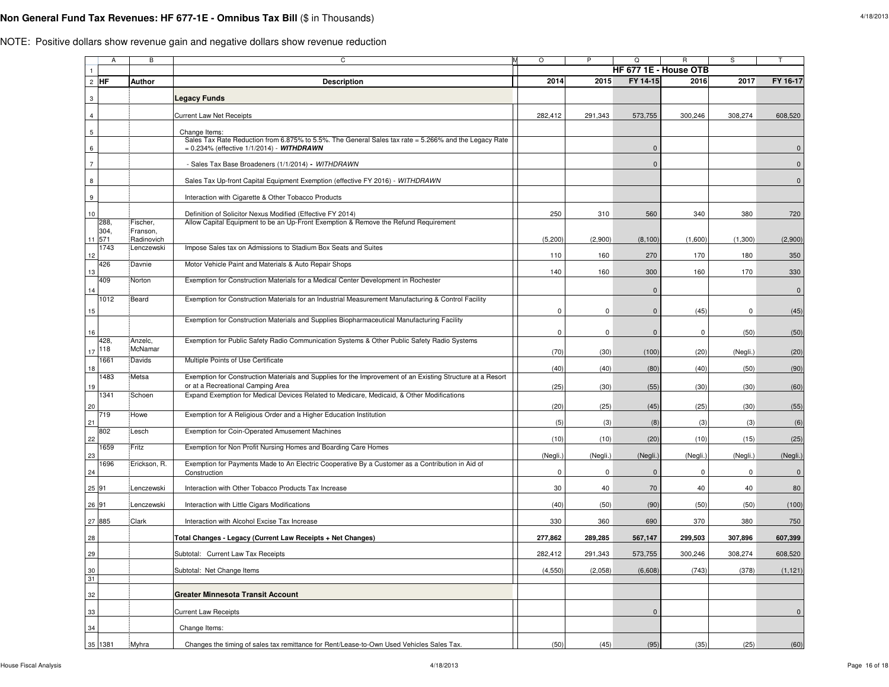# Non General Fund Tax Revenues: HF 677-1E - Omnibus Tax Bill ($ in Thousands)

NOTE: Positive dollars show revenue gain and negative dollars show revenue reduction

| HF | Author | Description | 2014 | 2015 | FY 14-15 | 2016 | 2017 | FY 16-17 |
|---|---|---|---|---|---|---|---|---|
| | | | HF 677 1E - House OTB | | | | | |
| | | **Legacy Funds** | | | | | | |
| | | Current Law Net Receipts | 282,412 | 291,343 | 573,755 | 300,246 | 308,274 | 608,520 |
| | | Change Items: | | | | | | |
| | | Sales Tax Rate Reduction from 6.875% to 5.5%. The General Sales tax rate = 5.266% and the Legacy Rate = 0.234% (effective 1/1/2014) - ***WITHDRAWN*** | | | 0 | | | 0 |
| | | - Sales Tax Base Broadeners (1/1/2014) - *WITHDRAWN* | | | 0 | | | 0 |
| | | Sales Tax Up-front Capital Equipment Exemption (effective FY 2016) - *WITHDRAWN* | | | | | | 0 |
| | | Interaction with Cigarette & Other Tobacco Products | | | | | | |
| | | Definition of Solicitor Nexus Modified (Effective FY 2014) | 250 | 310 | 560 | 340 | 380 | 720 |
| 288, 304, 571 | Fischer, Franson, Radinovich | Allow Capital Equipment to be an Up-Front Exemption & Remove the Refund Requirement | (5,200) | (2,900) | (8,100) | (1,600) | (1,300) | (2,900) |
| 1743 | Lenczewski | Impose Sales tax on Admissions to Stadium Box Seats and Suites | 110 | 160 | 270 | 170 | 180 | 350 |
| 426 | Davnie | Motor Vehicle Paint and Materials & Auto Repair Shops | 140 | 160 | 300 | 160 | 170 | 330 |
| 409 | Norton | Exemption for Construction Materials for a Medical Center Development in Rochester | | | 0 | | | 0 |
| 1012 | Beard | Exemption for Construction Materials for an Industrial Measurement Manufacturing & Control Facility | 0 | 0 | 0 | (45) | 0 | (45) |
| | | Exemption for Construction Materials and Supplies Biopharmaceutical Manufacturing Facility | 0 | 0 | 0 | 0 | (50) | (50) |
| 428, 118 | Anzelc, McNamar | Exemption for Public Safety Radio Communication Systems & Other Public Safety Radio Systems | (70) | (30) | (100) | (20) | (Negli.) | (20) |
| 1661 | Davids | Multiple Points of Use Certificate | (40) | (40) | (80) | (40) | (50) | (90) |
| 1483 | Metsa | Exemption for Construction Materials and Supplies for the Improvement of an Existing Structure at a Resort or at a Recreational Camping Area | (25) | (30) | (55) | (30) | (30) | (60) |
| 1341 | Schoen | Expand Exemption for Medical Devices Related to Medicare, Medicaid, & Other Modifications | (20) | (25) | (45) | (25) | (30) | (55) |
| 719 | Howe | Exemption for A Religious Order and a Higher Education Institution | (5) | (3) | (8) | (3) | (3) | (6) |
| 802 | Lesch | Exemption for Coin-Operated Amusement Machines | (10) | (10) | (20) | (10) | (15) | (25) |
| 1659 | Fritz | Exemption for Non Profit Nursing Homes and Boarding Care Homes | (Negli.) | (Negli.) | (Negli.) | (Negli.) | (Negli.) | (Negli.) |
| 1696 | Erickson, R. | Exemption for Payments Made to An Electric Cooperative By a Customer as a Contribution in Aid of Construction | 0 | 0 | 0 | 0 | 0 | 0 |
| 91 | Lenczewski | Interaction with Other Tobacco Products Tax Increase | 30 | 40 | 70 | 40 | 40 | 80 |
| 91 | Lenczewski | Interaction with Little Cigars Modifications | (40) | (50) | (90) | (50) | (50) | (100) |
| 885 | Clark | Interaction with Alcohol Excise Tax Increase | 330 | 360 | 690 | 370 | 380 | 750 |
| | | **Total Changes - Legacy (Current Law Receipts + Net Changes)** | **277,862** | **289,285** | **567,147** | **299,503** | **307,896** | **607,399** |
| | | Subtotal: Current Law Tax Receipts | 282,412 | 291,343 | 573,755 | 300,246 | 308,274 | 608,520 |
| | | Subtotal: Net Change Items | (4,550) | (2,058) | (6,608) | (743) | (378) | (1,121) |
| | | **Greater Minnesota Transit Account** | | | | | | |
| | | Current Law Receipts | | | 0 | | | 0 |
| | | Change Items: | | | | | | |
| 1381 | Myhra | Changes the timing of sales tax remittance for Rent/Lease-to-Own Used Vehicles Sales Tax. | (50) | (45) | (95) | (35) | (25) | (60) |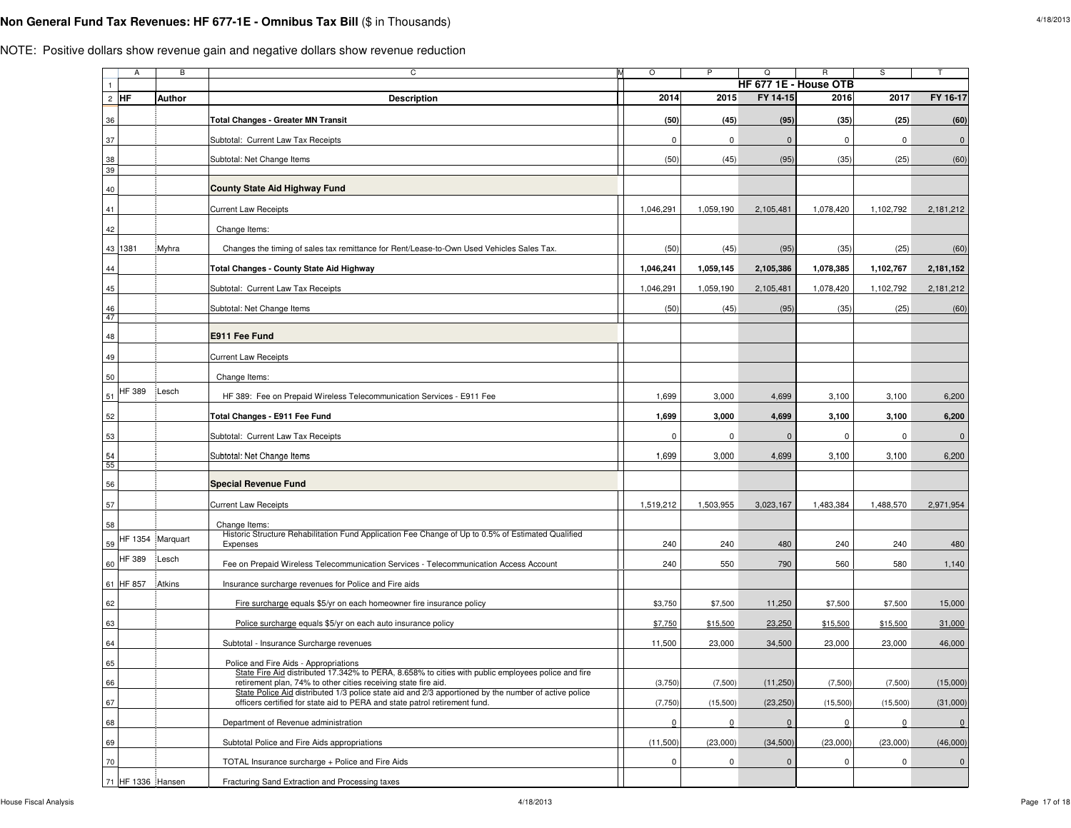# Non General Fund Tax Revenues: HF 677-1E - Omnibus Tax Bill ($ in Thousands)

NOTE: Positive dollars show revenue gain and negative dollars show revenue reduction

| | A | B | C | O | P | Q | R | S | T |
|---|---|---|---|---|---|---|---|---|---|
| 1 | | | | HF 677 1E - House OTB | | | | | |
| 2 | HF | Author | Description | 2014 | 2015 | FY 14-15 | 2016 | 2017 | FY 16-17 |
| 36 | | | **Total Changes - Greater MN Transit** | **(50)** | **(45)** | **(95)** | **(35)** | **(25)** | **(60)** |
| 37 | | | Subtotal: Current Law Tax Receipts | 0 | 0 | 0 | 0 | 0 | 0 |
| 38 | | | Subtotal: Net Change Items | (50) | (45) | (95) | (35) | (25) | (60) |
| 39 | | | | | | | | | |
| 40 | | | **County State Aid Highway Fund** | | | | | | |
| 41 | | | Current Law Receipts | 1,046,291 | 1,059,190 | 2,105,481 | 1,078,420 | 1,102,792 | 2,181,212 |
| 42 | | | Change Items: | | | | | | |
| 43 | 1381 | Myhra | Changes the timing of sales tax remittance for Rent/Lease-to-Own Used Vehicles Sales Tax. | (50) | (45) | (95) | (35) | (25) | (60) |
| 44 | | | **Total Changes - County State Aid Highway** | **1,046,241** | **1,059,145** | **2,105,386** | **1,078,385** | **1,102,767** | **2,181,152** |
| 45 | | | Subtotal: Current Law Tax Receipts | 1,046,291 | 1,059,190 | 2,105,481 | 1,078,420 | 1,102,792 | 2,181,212 |
| 46 | | | Subtotal: Net Change Items | (50) | (45) | (95) | (35) | (25) | (60) |
| 47 | | | | | | | | | |
| 48 | | | **E911 Fee Fund** | | | | | | |
| 49 | | | Current Law Receipts | | | | | | |
| 50 | | | Change Items: | | | | | | |
| 51 | HF 389 | Lesch | HF 389: Fee on Prepaid Wireless Telecommunication Services - E911 Fee | 1,699 | 3,000 | 4,699 | 3,100 | 3,100 | 6,200 |
| 52 | | | **Total Changes - E911 Fee Fund** | **1,699** | **3,000** | **4,699** | **3,100** | **3,100** | **6,200** |
| 53 | | | Subtotal: Current Law Tax Receipts | 0 | 0 | 0 | 0 | 0 | 0 |
| 54 | | | Subtotal: Net Change Items | 1,699 | 3,000 | 4,699 | 3,100 | 3,100 | 6,200 |
| 55 | | | | | | | | | |
| 56 | | | **Special Revenue Fund** | | | | | | |
| 57 | | | Current Law Receipts | 1,519,212 | 1,503,955 | 3,023,167 | 1,483,384 | 1,488,570 | 2,971,954 |
| 58 | | | Change Items: | | | | | | |
| 59 | HF 1354 | Marquart | Historic Structure Rehabilitation Fund Application Fee Change of Up to 0.5% of Estimated Qualified Expenses | 240 | 240 | 480 | 240 | 240 | 480 |
| 60 | HF 389 | Lesch | Fee on Prepaid Wireless Telecommunication Services - Telecommunication Access Account | 240 | 550 | 790 | 560 | 580 | 1,140 |
| 61 | HF 857 | Atkins | Insurance surcharge revenues for Police and Fire aids | | | | | | |
| 62 | | | Fire surcharge equals $5/yr on each homeowner fire insurance policy | $3,750 | $7,500 | 11,250 | $7,500 | $7,500 | 15,000 |
| 63 | | | Police surcharge equals $5/yr on each auto insurance policy | $7,750 | $15,500 | 23,250 | $15,500 | $15,500 | 31,000 |
| 64 | | | Subtotal - Insurance Surcharge revenues | 11,500 | 23,000 | 34,500 | 23,000 | 23,000 | 46,000 |
| 65 | | | Police and Fire Aids - Appropriations | | | | | | |
| 66 | | | State Fire Aid distributed 17.342% to PERA, 8.658% to cities with public employees police and fire retirement plan, 74% to other cities receiving state fire aid. | (3,750) | (7,500) | (11,250) | (7,500) | (7,500) | (15,000) |
| 67 | | | State Police Aid distributed 1/3 police state aid and 2/3 apportioned by the number of active police officers certified for state aid to PERA and state patrol retirement fund. | (7,750) | (15,500) | (23,250) | (15,500) | (15,500) | (31,000) |
| 68 | | | Department of Revenue administration | 0 | 0 | 0 | 0 | 0 | 0 |
| 69 | | | Subtotal Police and Fire Aids appropriations | (11,500) | (23,000) | (34,500) | (23,000) | (23,000) | (46,000) |
| 70 | | | TOTAL Insurance surcharge + Police and Fire Aids | 0 | 0 | 0 | 0 | 0 | 0 |
| 71 | HF 1336 | Hansen | Fracturing Sand Extraction and Processing taxes | | | | | | |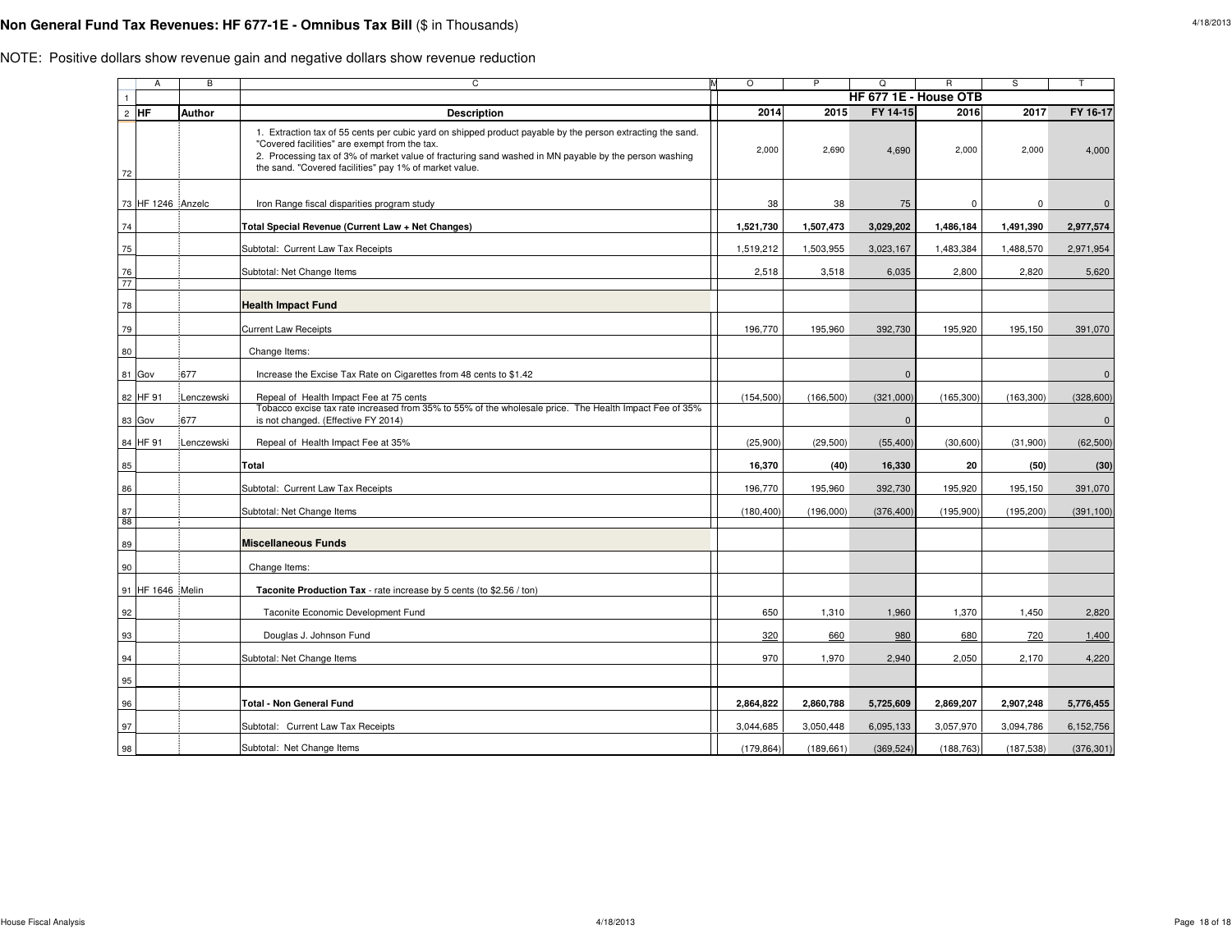**Non General Fund Tax Revenues: HF 677-1E - Omnibus Tax Bill** ($ in Thousands)

NOTE: Positive dollars show revenue gain and negative dollars show revenue reduction

| | A | B | C | O | P | Q | R | S | T |
|---|---|---|---|---|---|---|---|---|---|
| 1 | | | | HF 677 1E - House OTB | | | | | |
| 2 | **HF** | **Author** | **Description** | **2014** | **2015** | **FY 14-15** | **2016** | **2017** | **FY 16-17** |
| 72 | | | 1. Extraction tax of 55 cents per cubic yard on shipped product payable by the person extracting the sand. "Covered facilities" are exempt from the tax. 2. Processing tax of 3% of market value of fracturing sand washed in MN payable by the person washing the sand. "Covered facilities" pay 1% of market value. | 2,000 | 2,690 | 4,690 | 2,000 | 2,000 | 4,000 |
| 73 | HF 1246 | Anzelc | Iron Range fiscal disparities program study | 38 | 38 | 75 | 0 | 0 | 0 |
| 74 | | | **Total Special Revenue (Current Law + Net Changes)** | **1,521,730** | **1,507,473** | **3,029,202** | **1,486,184** | **1,491,390** | **2,977,574** |
| 75 | | | Subtotal: Current Law Tax Receipts | 1,519,212 | 1,503,955 | 3,023,167 | 1,483,384 | 1,488,570 | 2,971,954 |
| 76 | | | Subtotal: Net Change Items | 2,518 | 3,518 | 6,035 | 2,800 | 2,820 | 5,620 |
| 77 | | | | | | | | | |
| 78 | | | **Health Impact Fund** | | | | | | |
| 79 | | | Current Law Receipts | 196,770 | 195,960 | 392,730 | 195,920 | 195,150 | 391,070 |
| 80 | | | Change Items: | | | | | | |
| 81 | Gov | 677 | Increase the Excise Tax Rate on Cigarettes from 48 cents to $1.42 | | | 0 | | | 0 |
| 82 | HF 91 | Lenczewski | Repeal of Health Impact Fee at 75 cents | (154,500) | (166,500) | (321,000) | (165,300) | (163,300) | (328,600) |
| 83 | Gov | 677 | Tobacco excise tax rate increased from 35% to 55% of the wholesale price. The Health Impact Fee of 35% is not changed. (Effective FY 2014) | | | 0 | | | 0 |
| 84 | HF 91 | Lenczewski | Repeal of Health Impact Fee at 35% | (25,900) | (29,500) | (55,400) | (30,600) | (31,900) | (62,500) |
| 85 | | | **Total** | **16,370** | **(40)** | **16,330** | **20** | **(50)** | **(30)** |
| 86 | | | Subtotal: Current Law Tax Receipts | 196,770 | 195,960 | 392,730 | 195,920 | 195,150 | 391,070 |
| 87 | | | Subtotal: Net Change Items | (180,400) | (196,000) | (376,400) | (195,900) | (195,200) | (391,100) |
| 88 | | | | | | | | | |
| 89 | | | **Miscellaneous Funds** | | | | | | |
| 90 | | | Change Items: | | | | | | |
| 91 | HF 1646 | Melin | **Taconite Production Tax** - rate increase by 5 cents (to $2.56 / ton) | | | | | | |
| 92 | | | Taconite Economic Development Fund | 650 | 1,310 | 1,960 | 1,370 | 1,450 | 2,820 |
| 93 | | | Douglas J. Johnson Fund | 320 | 660 | 980 | 680 | 720 | 1,400 |
| 94 | | | Subtotal: Net Change Items | 970 | 1,970 | 2,940 | 2,050 | 2,170 | 4,220 |
| 95 | | | | | | | | | |
| 96 | | | **Total - Non General Fund** | **2,864,822** | **2,860,788** | **5,725,609** | **2,869,207** | **2,907,248** | **5,776,455** |
| 97 | | | Subtotal: Current Law Tax Receipts | 3,044,685 | 3,050,448 | 6,095,133 | 3,057,970 | 3,094,786 | 6,152,756 |
| 98 | | | Subtotal: Net Change Items | (179,864) | (189,661) | (369,524) | (188,763) | (187,538) | (376,301) |